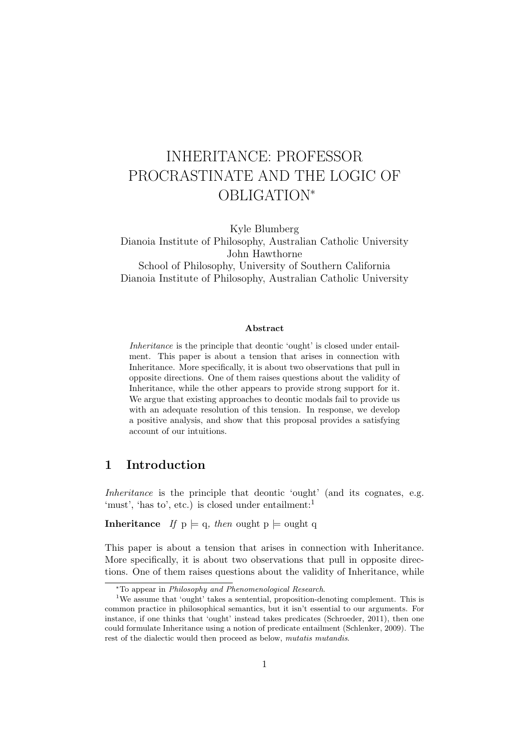# INHERITANCE: PROFESSOR PROCRASTINATE AND THE LOGIC OF OBLIGATION*

Kyle Blumberg
Dianoia Institute of Philosophy, Australian Catholic University
John Hawthorne
School of Philosophy, University of Southern California
Dianoia Institute of Philosophy, Australian Catholic University

### Abstract

*Inheritance* is the principle that deontic 'ought' is closed under entailment. This paper is about a tension that arises in connection with Inheritance. More specifically, it is about two observations that pull in opposite directions. One of them raises questions about the validity of Inheritance, while the other appears to provide strong support for it. We argue that existing approaches to deontic modals fail to provide us with an adequate resolution of this tension. In response, we develop a positive analysis, and show that this proposal provides a satisfying account of our intuitions.

## 1 Introduction

*Inheritance* is the principle that deontic 'ought' (and its cognates, e.g. 'must', 'has to', etc.) is closed under entailment:[1]

**Inheritance** *If* p $\models$ q, *then* ought p $\models$ ought q

This paper is about a tension that arises in connection with Inheritance. More specifically, it is about two observations that pull in opposite directions. One of them raises questions about the validity of Inheritance, while

*To appear in *Philosophy and Phenomenological Research*.

[1]We assume that 'ought' takes a sentential, proposition-denoting complement. This is common practice in philosophical semantics, but it isn't essential to our arguments. For instance, if one thinks that 'ought' instead takes predicates (Schroeder, 2011), then one could formulate Inheritance using a notion of predicate entailment (Schlenker, 2009). The rest of the dialectic would then proceed as below, *mutatis mutandis*.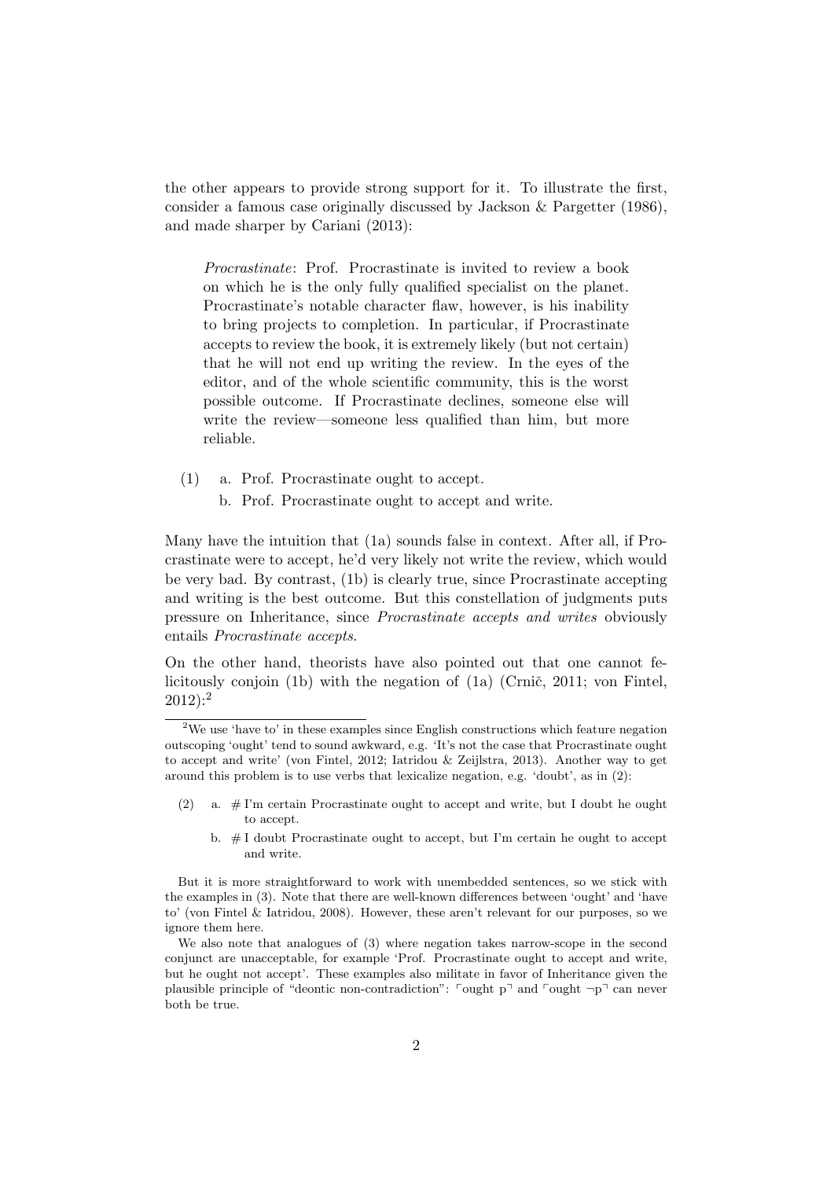the other appears to provide strong support for it. To illustrate the first, consider a famous case originally discussed by Jackson & Pargetter (1986), and made sharper by Cariani (2013):

> *Procrastinate*: Prof. Procrastinate is invited to review a book on which he is the only fully qualified specialist on the planet. Procrastinate's notable character flaw, however, is his inability to bring projects to completion. In particular, if Procrastinate accepts to review the book, it is extremely likely (but not certain) that he will not end up writing the review. In the eyes of the editor, and of the whole scientific community, this is the worst possible outcome. If Procrastinate declines, someone else will write the review—someone less qualified than him, but more reliable.

(1) a. Prof. Procrastinate ought to accept.
    b. Prof. Procrastinate ought to accept and write.

Many have the intuition that (1a) sounds false in context. After all, if Procrastinate were to accept, he'd very likely not write the review, which would be very bad. By contrast, (1b) is clearly true, since Procrastinate accepting and writing is the best outcome. But this constellation of judgments puts pressure on Inheritance, since *Procrastinate accepts and writes* obviously entails *Procrastinate accepts*.

On the other hand, theorists have also pointed out that one cannot felicitously conjoin (1b) with the negation of (1a) (Crnič, 2011; von Fintel, 2012):[2]

---

[2] We use 'have to' in these examples since English constructions which feature negation outscoping 'ought' tend to sound awkward, e.g. 'It's not the case that Procrastinate ought to accept and write' (von Fintel, 2012; Iatridou & Zeijlstra, 2013). Another way to get around this problem is to use verbs that lexicalize negation, e.g. 'doubt', as in (2):

(2) a. # I'm certain Procrastinate ought to accept and write, but I doubt he ought to accept.
    b. # I doubt Procrastinate ought to accept, but I'm certain he ought to accept and write.

But it is more straightforward to work with unembedded sentences, so we stick with the examples in (3). Note that there are well-known differences between 'ought' and 'have to' (von Fintel & Iatridou, 2008). However, these aren't relevant for our purposes, so we ignore them here.

We also note that analogues of (3) where negation takes narrow-scope in the second conjunct are unacceptable, for example 'Prof. Procrastinate ought to accept and write, but he ought not accept'. These examples also militate in favor of Inheritance given the plausible principle of "deontic non-contradiction": ⌜ought p⌝ and ⌜ought ¬p⌝ can never both be true.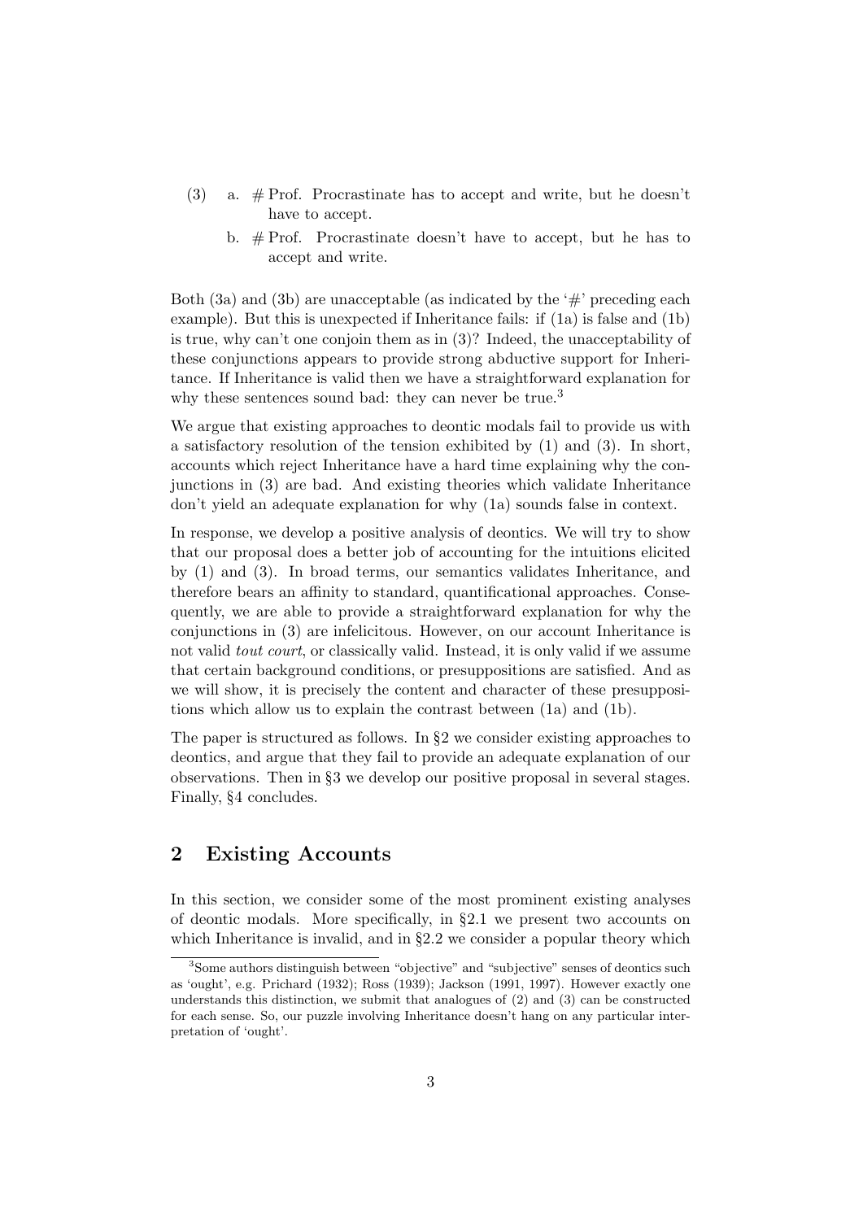(3) a. # Prof. Procrastinate has to accept and write, but he doesn't have to accept.

b. # Prof. Procrastinate doesn't have to accept, but he has to accept and write.

Both (3a) and (3b) are unacceptable (as indicated by the '#' preceding each example). But this is unexpected if Inheritance fails: if (1a) is false and (1b) is true, why can't one conjoin them as in (3)? Indeed, the unacceptability of these conjunctions appears to provide strong abductive support for Inheritance. If Inheritance is valid then we have a straightforward explanation for why these sentences sound bad: they can never be true.[3]

We argue that existing approaches to deontic modals fail to provide us with a satisfactory resolution of the tension exhibited by (1) and (3). In short, accounts which reject Inheritance have a hard time explaining why the conjunctions in (3) are bad. And existing theories which validate Inheritance don't yield an adequate explanation for why (1a) sounds false in context.

In response, we develop a positive analysis of deontics. We will try to show that our proposal does a better job of accounting for the intuitions elicited by (1) and (3). In broad terms, our semantics validates Inheritance, and therefore bears an affinity to standard, quantificational approaches. Consequently, we are able to provide a straightforward explanation for why the conjunctions in (3) are infelicitous. However, on our account Inheritance is not valid *tout court*, or classically valid. Instead, it is only valid if we assume that certain background conditions, or presuppositions are satisfied. And as we will show, it is precisely the content and character of these presuppositions which allow us to explain the contrast between (1a) and (1b).

The paper is structured as follows. In §2 we consider existing approaches to deontics, and argue that they fail to provide an adequate explanation of our observations. Then in §3 we develop our positive proposal in several stages. Finally, §4 concludes.

## 2 Existing Accounts

In this section, we consider some of the most prominent existing analyses of deontic modals. More specifically, in §2.1 we present two accounts on which Inheritance is invalid, and in §2.2 we consider a popular theory which

[3] Some authors distinguish between "objective" and "subjective" senses of deontics such as 'ought', e.g. Prichard (1932); Ross (1939); Jackson (1991, 1997). However exactly one understands this distinction, we submit that analogues of (2) and (3) can be constructed for each sense. So, our puzzle involving Inheritance doesn't hang on any particular interpretation of 'ought'.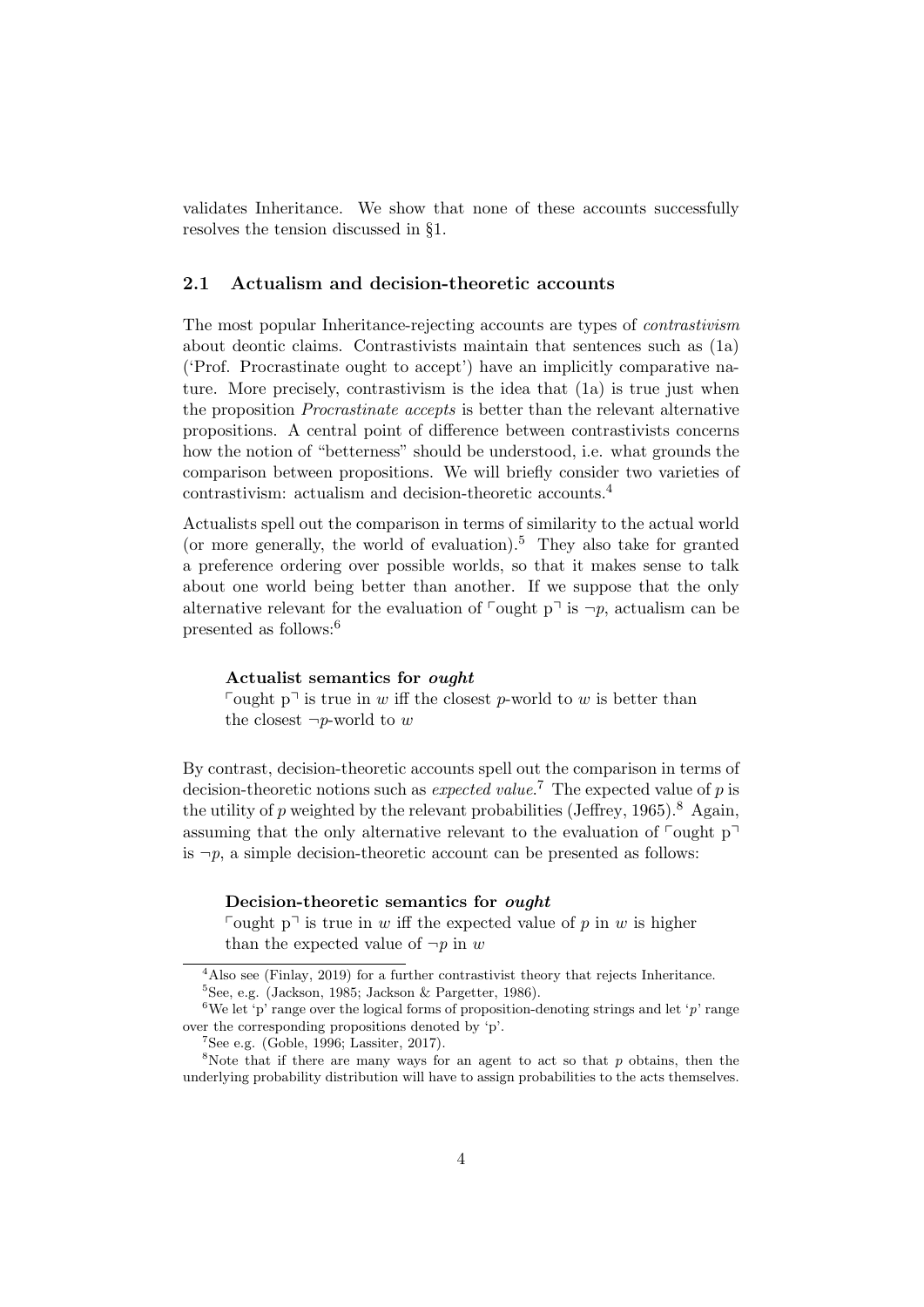validates Inheritance. We show that none of these accounts successfully resolves the tension discussed in §1.

### 2.1 Actualism and decision-theoretic accounts

The most popular Inheritance-rejecting accounts are types of *contrastivism* about deontic claims. Contrastivists maintain that sentences such as (1a) ('Prof. Procrastinate ought to accept') have an implicitly comparative nature. More precisely, contrastivism is the idea that (1a) is true just when the proposition *Procrastinate accepts* is better than the relevant alternative propositions. A central point of difference between contrastivists concerns how the notion of "betterness" should be understood, i.e. what grounds the comparison between propositions. We will briefly consider two varieties of contrastivism: actualism and decision-theoretic accounts.[4]

Actualists spell out the comparison in terms of similarity to the actual world (or more generally, the world of evaluation).[5] They also take for granted a preference ordering over possible worlds, so that it makes sense to talk about one world being better than another. If we suppose that the only alternative relevant for the evaluation of ⌜ought p⌝ is $\neg p$, actualism can be presented as follows:[6]

> **Actualist semantics for *ought***
> ⌜ought p⌝ is true in $w$ iff the closest $p$-world to $w$ is better than the closest $\neg p$-world to $w$

By contrast, decision-theoretic accounts spell out the comparison in terms of decision-theoretic notions such as *expected value*.[7] The expected value of $p$ is the utility of $p$ weighted by the relevant probabilities (Jeffrey, 1965).[8] Again, assuming that the only alternative relevant to the evaluation of ⌜ought p⌝ is $\neg p$, a simple decision-theoretic account can be presented as follows:

> **Decision-theoretic semantics for *ought***
> ⌜ought p⌝ is true in $w$ iff the expected value of $p$ in $w$ is higher than the expected value of $\neg p$ in $w$

---

[4] Also see (Finlay, 2019) for a further contrastivist theory that rejects Inheritance.

[5] See, e.g. (Jackson, 1985; Jackson & Pargetter, 1986).

[6] We let 'p' range over the logical forms of proposition-denoting strings and let '$p$' range over the corresponding propositions denoted by 'p'.

[7] See e.g. (Goble, 1996; Lassiter, 2017).

[8] Note that if there are many ways for an agent to act so that $p$ obtains, then the underlying probability distribution will have to assign probabilities to the acts themselves.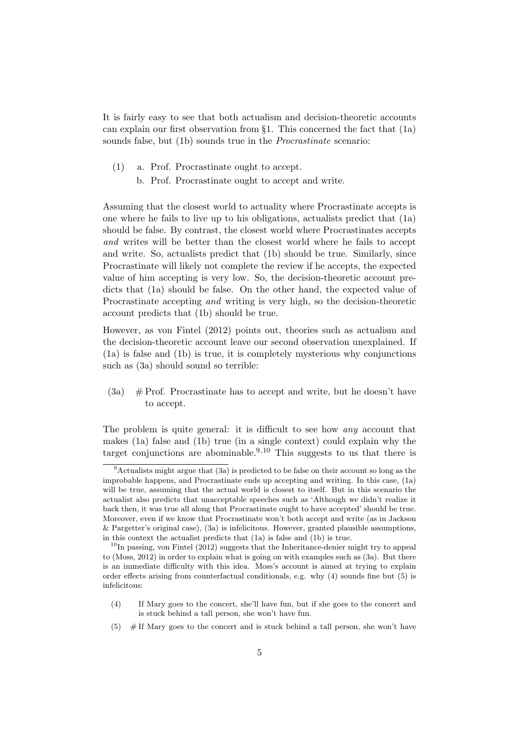It is fairly easy to see that both actualism and decision-theoretic accounts can explain our first observation from §1. This concerned the fact that (1a) sounds false, but (1b) sounds true in the *Procrastinate* scenario:

(1) a. Prof. Procrastinate ought to accept.
    b. Prof. Procrastinate ought to accept and write.

Assuming that the closest world to actuality where Procrastinate accepts is one where he fails to live up to his obligations, actualists predict that (1a) should be false. By contrast, the closest world where Procrastinates accepts *and* writes will be better than the closest world where he fails to accept and write. So, actualists predict that (1b) should be true. Similarly, since Procrastinate will likely not complete the review if he accepts, the expected value of him accepting is very low. So, the decision-theoretic account predicts that (1a) should be false. On the other hand, the expected value of Procrastinate accepting *and* writing is very high, so the decision-theoretic account predicts that (1b) should be true.

However, as von Fintel (2012) points out, theories such as actualism and the decision-theoretic account leave our second observation unexplained. If (1a) is false and (1b) is true, it is completely mysterious why conjunctions such as (3a) should sound so terrible:

(3a) # Prof. Procrastinate has to accept and write, but he doesn't have to accept.

The problem is quite general: it is difficult to see how *any* account that makes (1a) false and (1b) true (in a single context) could explain why the target conjunctions are abominable.[9,10] This suggests to us that there is

---

[9] Actualists might argue that (3a) is predicted to be false on their account so long as the improbable happens, and Procrastinate ends up accepting and writing. In this case, (1a) will be true, assuming that the actual world is closest to itself. But in this scenario the actualist also predicts that unacceptable speeches such as 'Although we didn't realize it back then, it was true all along that Procrastinate ought to have accepted' should be true. Moreover, even if we know that Procrastinate won't both accept and write (as in Jackson & Pargetter's original case), (3a) is infelicitous. However, granted plausible assumptions, in this context the actualist predicts that (1a) is false and (1b) is true.

[10] In passing, von Fintel (2012) suggests that the Inheritance-denier might try to appeal to (Moss, 2012) in order to explain what is going on with examples such as (3a). But there is an immediate difficulty with this idea. Moss's account is aimed at trying to explain order effects arising from counterfactual conditionals, e.g. why (4) sounds fine but (5) is infelicitous:

(4) If Mary goes to the concert, she'll have fun, but if she goes to the concert and is stuck behind a tall person, she won't have fun.

(5) # If Mary goes to the concert and is stuck behind a tall person, she won't have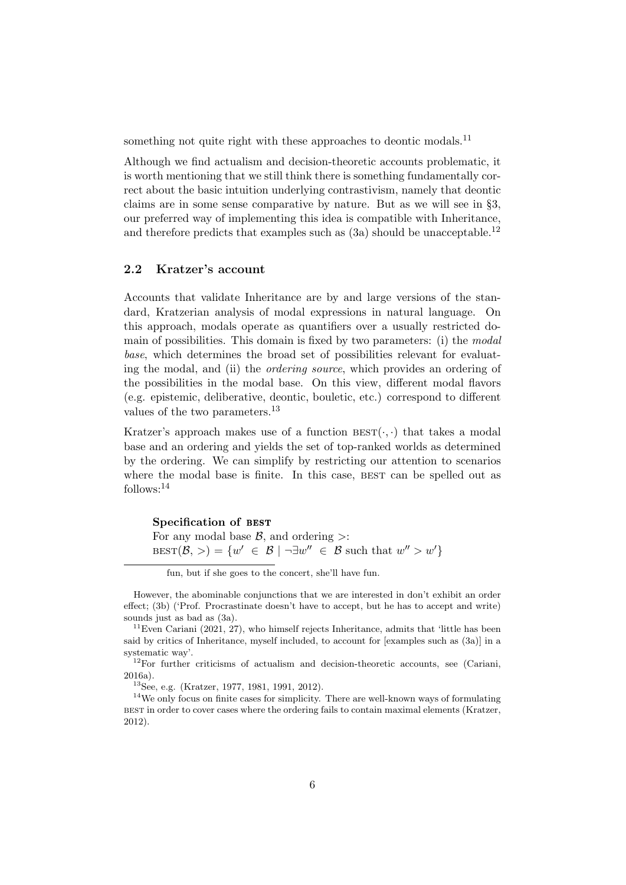something not quite right with these approaches to deontic modals.[11]

Although we find actualism and decision-theoretic accounts problematic, it is worth mentioning that we still think there is something fundamentally correct about the basic intuition underlying contrastivism, namely that deontic claims are in some sense comparative by nature. But as we will see in §3, our preferred way of implementing this idea is compatible with Inheritance, and therefore predicts that examples such as (3a) should be unacceptable.[12]

### 2.2 Kratzer's account

Accounts that validate Inheritance are by and large versions of the standard, Kratzerian analysis of modal expressions in natural language. On this approach, modals operate as quantifiers over a usually restricted domain of possibilities. This domain is fixed by two parameters: (i) the *modal base*, which determines the broad set of possibilities relevant for evaluating the modal, and (ii) the *ordering source*, which provides an ordering of the possibilities in the modal base. On this view, different modal flavors (e.g. epistemic, deliberative, deontic, bouletic, etc.) correspond to different values of the two parameters.[13]

Kratzer's approach makes use of a function $\text{BEST}(\cdot, \cdot)$ that takes a modal base and an ordering and yields the set of top-ranked worlds as determined by the ordering. We can simplify by restricting our attention to scenarios where the modal base is finite. In this case, BEST can be spelled out as follows:[14]

**Specification of BEST**
For any modal base $\mathcal{B}$, and ordering $>$:
$\text{BEST}(\mathcal{B}, >) = \{w' \in \mathcal{B} \mid \neg\exists w'' \in \mathcal{B} \text{ such that } w'' > w'\}$

---

fun, but if she goes to the concert, she'll have fun.

However, the abominable conjunctions that we are interested in don't exhibit an order effect; (3b) ('Prof. Procrastinate doesn't have to accept, but he has to accept and write) sounds just as bad as (3a).

[11] Even Cariani (2021, 27), who himself rejects Inheritance, admits that 'little has been said by critics of Inheritance, myself included, to account for [examples such as (3a)] in a systematic way'.

[12] For further criticisms of actualism and decision-theoretic accounts, see (Cariani, 2016a).

[13] See, e.g. (Kratzer, 1977, 1981, 1991, 2012).

[14] We only focus on finite cases for simplicity. There are well-known ways of formulating BEST in order to cover cases where the ordering fails to contain maximal elements (Kratzer, 2012).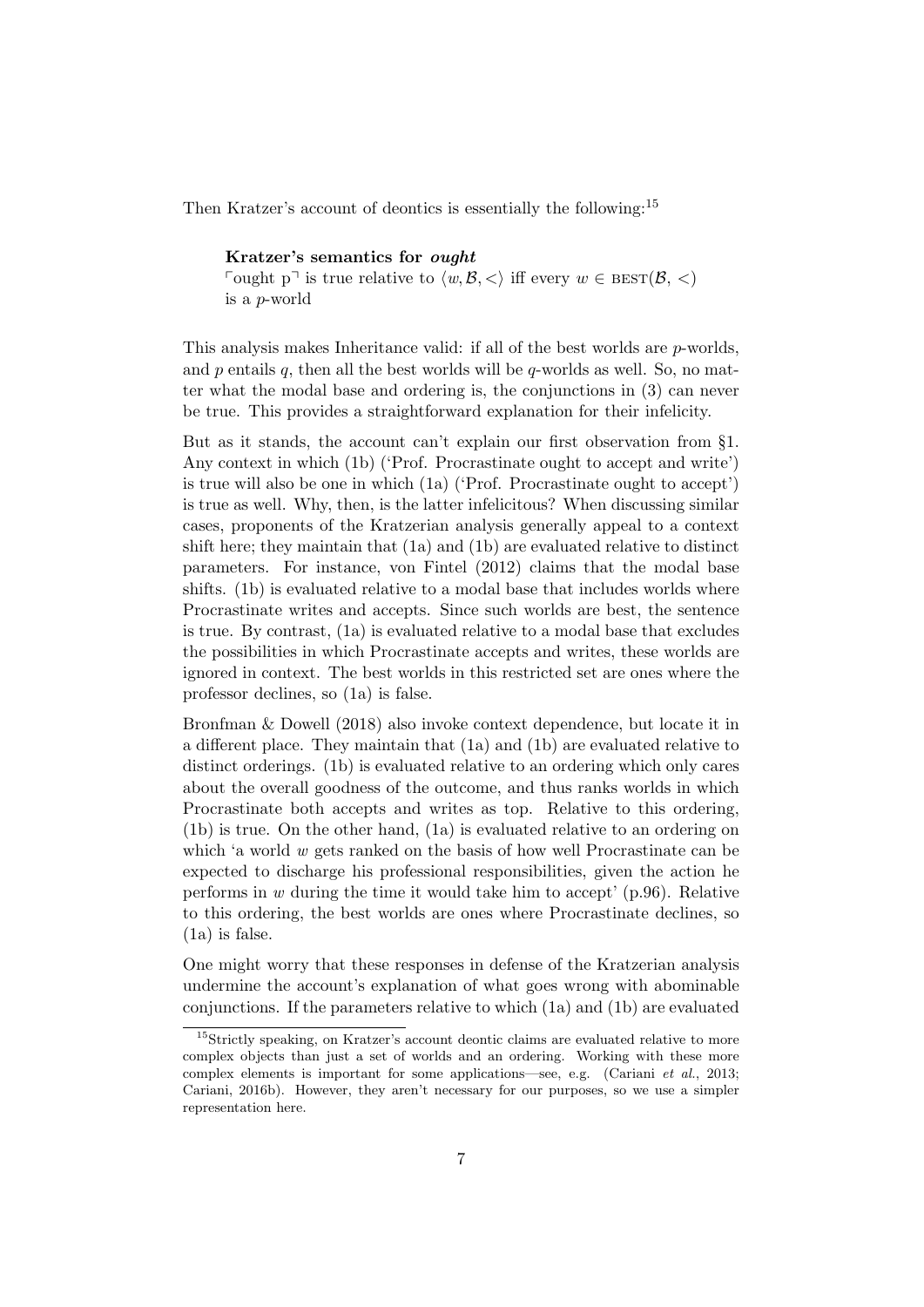Then Kratzer's account of deontics is essentially the following:[15]

**Kratzer's semantics for *ought***
$\ulcorner$ought p$\urcorner$ is true relative to $\langle w, \mathcal{B}, < \rangle$ iff every $w \in \textsc{best}(\mathcal{B}, <)$ is a $p$-world

This analysis makes Inheritance valid: if all of the best worlds are $p$-worlds, and $p$ entails $q$, then all the best worlds will be $q$-worlds as well. So, no matter what the modal base and ordering is, the conjunctions in (3) can never be true. This provides a straightforward explanation for their infelicity.

But as it stands, the account can't explain our first observation from §1. Any context in which (1b) ('Prof. Procrastinate ought to accept and write') is true will also be one in which (1a) ('Prof. Procrastinate ought to accept') is true as well. Why, then, is the latter infelicitous? When discussing similar cases, proponents of the Kratzerian analysis generally appeal to a context shift here; they maintain that (1a) and (1b) are evaluated relative to distinct parameters. For instance, von Fintel (2012) claims that the modal base shifts. (1b) is evaluated relative to a modal base that includes worlds where Procrastinate writes and accepts. Since such worlds are best, the sentence is true. By contrast, (1a) is evaluated relative to a modal base that excludes the possibilities in which Procrastinate accepts and writes, these worlds are ignored in context. The best worlds in this restricted set are ones where the professor declines, so (1a) is false.

Bronfman & Dowell (2018) also invoke context dependence, but locate it in a different place. They maintain that (1a) and (1b) are evaluated relative to distinct orderings. (1b) is evaluated relative to an ordering which only cares about the overall goodness of the outcome, and thus ranks worlds in which Procrastinate both accepts and writes as top. Relative to this ordering, (1b) is true. On the other hand, (1a) is evaluated relative to an ordering on which 'a world $w$ gets ranked on the basis of how well Procrastinate can be expected to discharge his professional responsibilities, given the action he performs in $w$ during the time it would take him to accept' (p.96). Relative to this ordering, the best worlds are ones where Procrastinate declines, so (1a) is false.

One might worry that these responses in defense of the Kratzerian analysis undermine the account's explanation of what goes wrong with abominable conjunctions. If the parameters relative to which (1a) and (1b) are evaluated

[15] Strictly speaking, on Kratzer's account deontic claims are evaluated relative to more complex objects than just a set of worlds and an ordering. Working with these more complex elements is important for some applications—see, e.g. (Cariani *et al.*, 2013; Cariani, 2016b). However, they aren't necessary for our purposes, so we use a simpler representation here.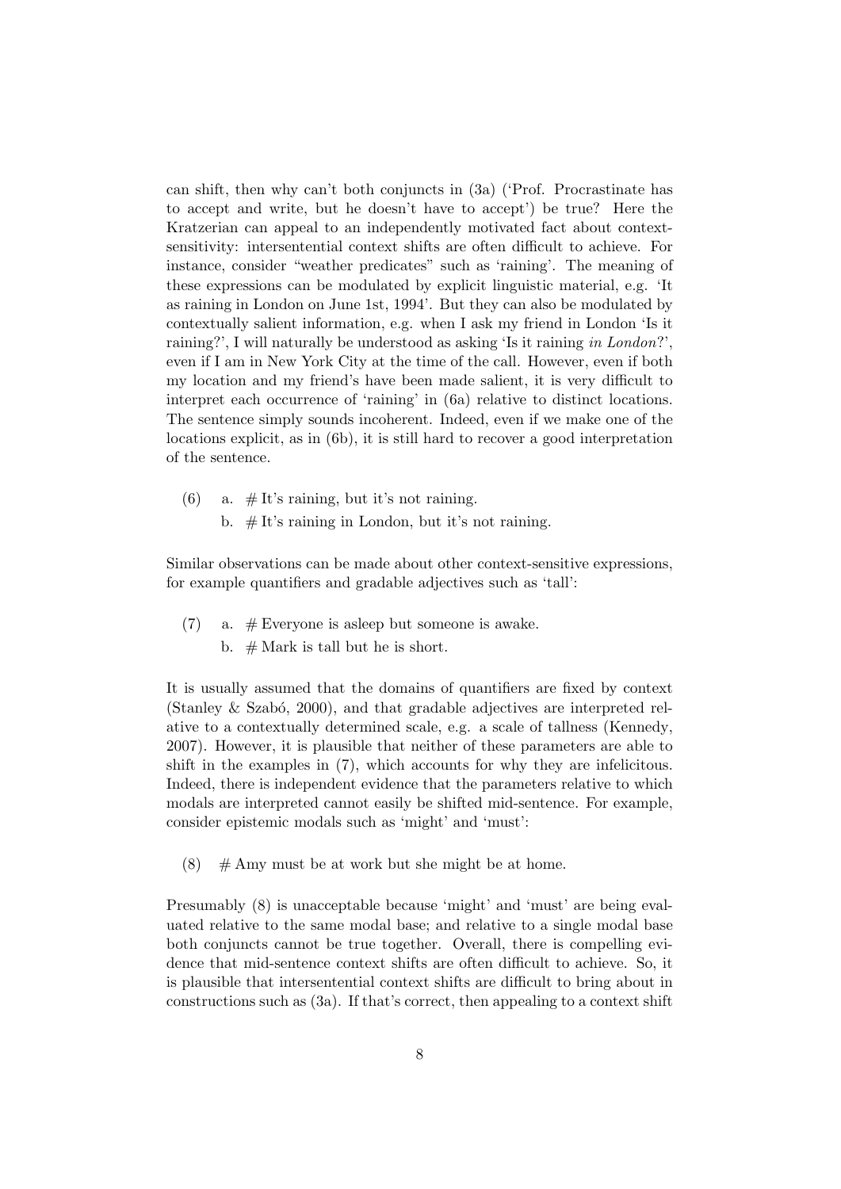can shift, then why can't both conjuncts in (3a) ('Prof. Procrastinate has to accept and write, but he doesn't have to accept') be true? Here the Kratzerian can appeal to an independently motivated fact about context-sensitivity: intersentential context shifts are often difficult to achieve. For instance, consider "weather predicates" such as 'raining'. The meaning of these expressions can be modulated by explicit linguistic material, e.g. 'It as raining in London on June 1st, 1994'. But they can also be modulated by contextually salient information, e.g. when I ask my friend in London 'Is it raining?', I will naturally be understood as asking 'Is it raining *in London*?', even if I am in New York City at the time of the call. However, even if both my location and my friend's have been made salient, it is very difficult to interpret each occurrence of 'raining' in (6a) relative to distinct locations. The sentence simply sounds incoherent. Indeed, even if we make one of the locations explicit, as in (6b), it is still hard to recover a good interpretation of the sentence.

(6) a. # It's raining, but it's not raining.
  b. # It's raining in London, but it's not raining.

Similar observations can be made about other context-sensitive expressions, for example quantifiers and gradable adjectives such as 'tall':

(7) a. # Everyone is asleep but someone is awake.
  b. # Mark is tall but he is short.

It is usually assumed that the domains of quantifiers are fixed by context (Stanley & Szabó, 2000), and that gradable adjectives are interpreted relative to a contextually determined scale, e.g. a scale of tallness (Kennedy, 2007). However, it is plausible that neither of these parameters are able to shift in the examples in (7), which accounts for why they are infelicitous. Indeed, there is independent evidence that the parameters relative to which modals are interpreted cannot easily be shifted mid-sentence. For example, consider epistemic modals such as 'might' and 'must':

(8) # Amy must be at work but she might be at home.

Presumably (8) is unacceptable because 'might' and 'must' are being evaluated relative to the same modal base; and relative to a single modal base both conjuncts cannot be true together. Overall, there is compelling evidence that mid-sentence context shifts are often difficult to achieve. So, it is plausible that intersentential context shifts are difficult to bring about in constructions such as (3a). If that's correct, then appealing to a context shift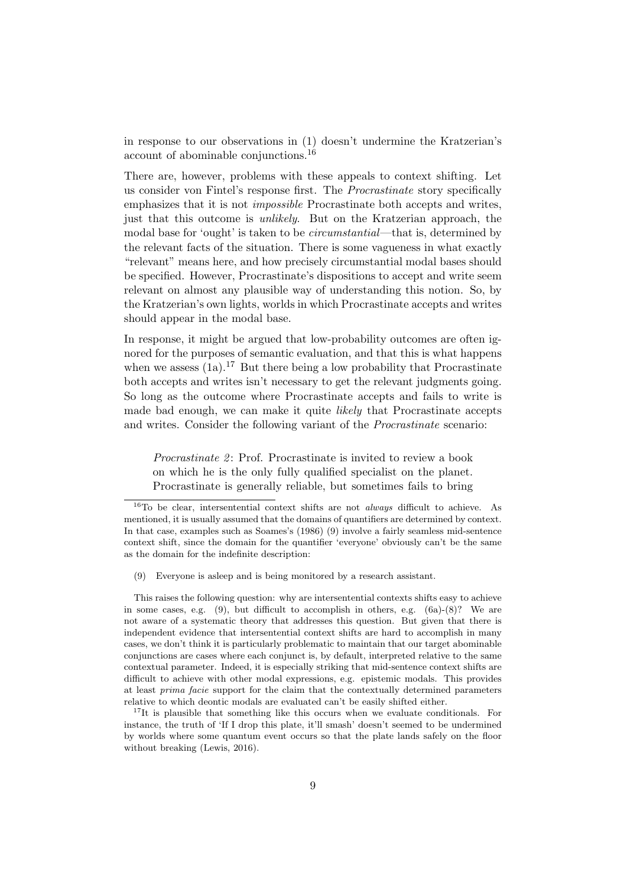in response to our observations in (1) doesn't undermine the Kratzerian's account of abominable conjunctions.[16]

There are, however, problems with these appeals to context shifting. Let us consider von Fintel's response first. The *Procrastinate* story specifically emphasizes that it is not *impossible* Procrastinate both accepts and writes, just that this outcome is *unlikely*. But on the Kratzerian approach, the modal base for 'ought' is taken to be *circumstantial*—that is, determined by the relevant facts of the situation. There is some vagueness in what exactly "relevant" means here, and how precisely circumstantial modal bases should be specified. However, Procrastinate's dispositions to accept and write seem relevant on almost any plausible way of understanding this notion. So, by the Kratzerian's own lights, worlds in which Procrastinate accepts and writes should appear in the modal base.

In response, it might be argued that low-probability outcomes are often ignored for the purposes of semantic evaluation, and that this is what happens when we assess (1a).[17] But there being a low probability that Procrastinate both accepts and writes isn't necessary to get the relevant judgments going. So long as the outcome where Procrastinate accepts and fails to write is made bad enough, we can make it quite *likely* that Procrastinate accepts and writes. Consider the following variant of the *Procrastinate* scenario:

> *Procrastinate 2*: Prof. Procrastinate is invited to review a book on which he is the only fully qualified specialist on the planet. Procrastinate is generally reliable, but sometimes fails to bring

[16]To be clear, intersentential context shifts are not *always* difficult to achieve. As mentioned, it is usually assumed that the domains of quantifiers are determined by context. In that case, examples such as Soames's (1986) (9) involve a fairly seamless mid-sentence context shift, since the domain for the quantifier 'everyone' obviously can't be the same as the domain for the indefinite description:

(9) Everyone is asleep and is being monitored by a research assistant.

This raises the following question: why are intersentential contexts shifts easy to achieve in some cases, e.g. (9), but difficult to accomplish in others, e.g. (6a)-(8)? We are not aware of a systematic theory that addresses this question. But given that there is independent evidence that intersentential context shifts are hard to accomplish in many cases, we don't think it is particularly problematic to maintain that our target abominable conjunctions are cases where each conjunct is, by default, interpreted relative to the same contextual parameter. Indeed, it is especially striking that mid-sentence context shifts are difficult to achieve with other modal expressions, e.g. epistemic modals. This provides at least *prima facie* support for the claim that the contextually determined parameters relative to which deontic modals are evaluated can't be easily shifted either.

[17]It is plausible that something like this occurs when we evaluate conditionals. For instance, the truth of 'If I drop this plate, it'll smash' doesn't seemed to be undermined by worlds where some quantum event occurs so that the plate lands safely on the floor without breaking (Lewis, 2016).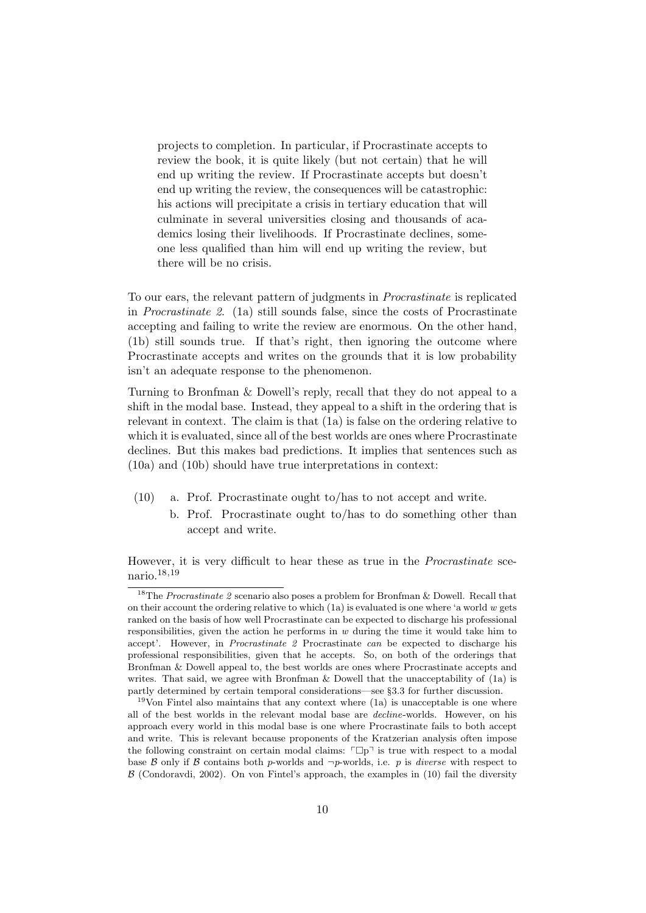projects to completion. In particular, if Procrastinate accepts to review the book, it is quite likely (but not certain) that he will end up writing the review. If Procrastinate accepts but doesn't end up writing the review, the consequences will be catastrophic: his actions will precipitate a crisis in tertiary education that will culminate in several universities closing and thousands of academics losing their livelihoods. If Procrastinate declines, someone less qualified than him will end up writing the review, but there will be no crisis.

To our ears, the relevant pattern of judgments in *Procrastinate* is replicated in *Procrastinate 2*. (1a) still sounds false, since the costs of Procrastinate accepting and failing to write the review are enormous. On the other hand, (1b) still sounds true. If that's right, then ignoring the outcome where Procrastinate accepts and writes on the grounds that it is low probability isn't an adequate response to the phenomenon.

Turning to Bronfman & Dowell's reply, recall that they do not appeal to a shift in the modal base. Instead, they appeal to a shift in the ordering that is relevant in context. The claim is that (1a) is false on the ordering relative to which it is evaluated, since all of the best worlds are ones where Procrastinate declines. But this makes bad predictions. It implies that sentences such as (10a) and (10b) should have true interpretations in context:

(10) a. Prof. Procrastinate ought to/has to not accept and write.
  b. Prof. Procrastinate ought to/has to do something other than accept and write.

However, it is very difficult to hear these as true in the *Procrastinate* scenario.[18,19]

[18] The *Procrastinate 2* scenario also poses a problem for Bronfman & Dowell. Recall that on their account the ordering relative to which (1a) is evaluated is one where 'a world $w$ gets ranked on the basis of how well Procrastinate can be expected to discharge his professional responsibilities, given the action he performs in $w$ during the time it would take him to accept'. However, in *Procrastinate 2* Procrastinate *can* be expected to discharge his professional responsibilities, given that he accepts. So, on both of the orderings that Bronfman & Dowell appeal to, the best worlds are ones where Procrastinate accepts and writes. That said, we agree with Bronfman & Dowell that the unacceptability of (1a) is partly determined by certain temporal considerations—see §3.3 for further discussion.

[19] Von Fintel also maintains that any context where (1a) is unacceptable is one where all of the best worlds in the relevant modal base are *decline*-worlds. However, on his approach every world in this modal base is one where Procrastinate fails to both accept and write. This is relevant because proponents of the Kratzerian analysis often impose the following constraint on certain modal claims: $\ulcorner \Box p \urcorner$ is true with respect to a modal base $\mathcal{B}$ only if $\mathcal{B}$ contains both $p$-worlds and $\neg p$-worlds, i.e. $p$ is *diverse* with respect to $\mathcal{B}$ (Condoravdi, 2002). On von Fintel's approach, the examples in (10) fail the diversity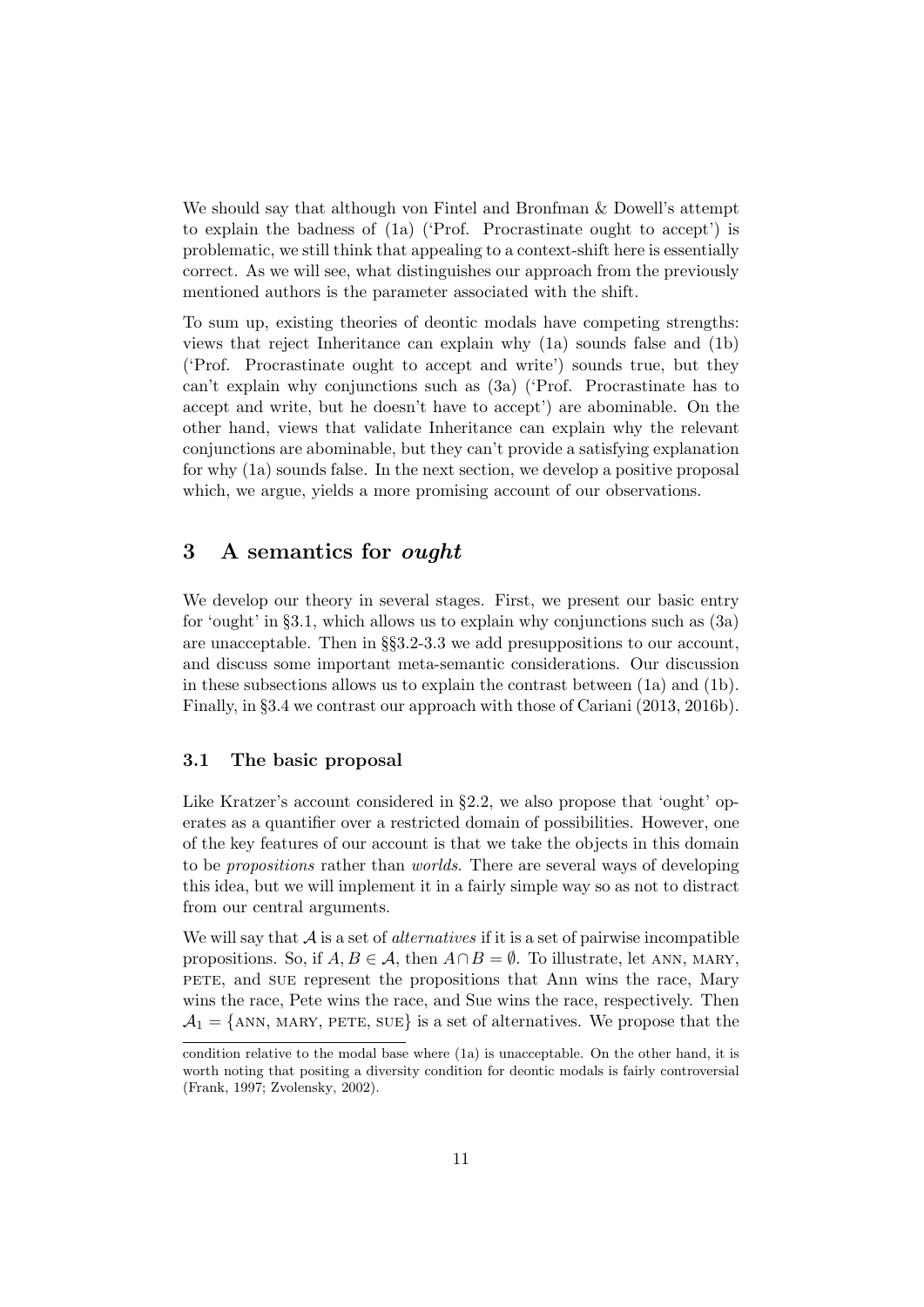We should say that although von Fintel and Bronfman & Dowell's attempt to explain the badness of (1a) ('Prof. Procrastinate ought to accept') is problematic, we still think that appealing to a context-shift here is essentially correct. As we will see, what distinguishes our approach from the previously mentioned authors is the parameter associated with the shift.

To sum up, existing theories of deontic modals have competing strengths: views that reject Inheritance can explain why (1a) sounds false and (1b) ('Prof. Procrastinate ought to accept and write') sounds true, but they can't explain why conjunctions such as (3a) ('Prof. Procrastinate has to accept and write, but he doesn't have to accept') are abominable. On the other hand, views that validate Inheritance can explain why the relevant conjunctions are abominable, but they can't provide a satisfying explanation for why (1a) sounds false. In the next section, we develop a positive proposal which, we argue, yields a more promising account of our observations.

## 3 A semantics for *ought*

We develop our theory in several stages. First, we present our basic entry for 'ought' in §3.1, which allows us to explain why conjunctions such as (3a) are unacceptable. Then in §§3.2-3.3 we add presuppositions to our account, and discuss some important meta-semantic considerations. Our discussion in these subsections allows us to explain the contrast between (1a) and (1b). Finally, in §3.4 we contrast our approach with those of Cariani (2013, 2016b).

### 3.1 The basic proposal

Like Kratzer's account considered in §2.2, we also propose that 'ought' operates as a quantifier over a restricted domain of possibilities. However, one of the key features of our account is that we take the objects in this domain to be *propositions* rather than *worlds*. There are several ways of developing this idea, but we will implement it in a fairly simple way so as not to distract from our central arguments.

We will say that $\mathcal{A}$ is a set of *alternatives* if it is a set of pairwise incompatible propositions. So, if $A, B \in \mathcal{A}$, then $A \cap B = \emptyset$. To illustrate, let ANN, MARY, PETE, and SUE represent the propositions that Ann wins the race, Mary wins the race, Pete wins the race, and Sue wins the race, respectively. Then $\mathcal{A}_1 = \{\text{ANN, MARY, PETE, SUE}\}$ is a set of alternatives. We propose that the

condition relative to the modal base where (1a) is unacceptable. On the other hand, it is worth noting that positing a diversity condition for deontic modals is fairly controversial (Frank, 1997; Zvolensky, 2002).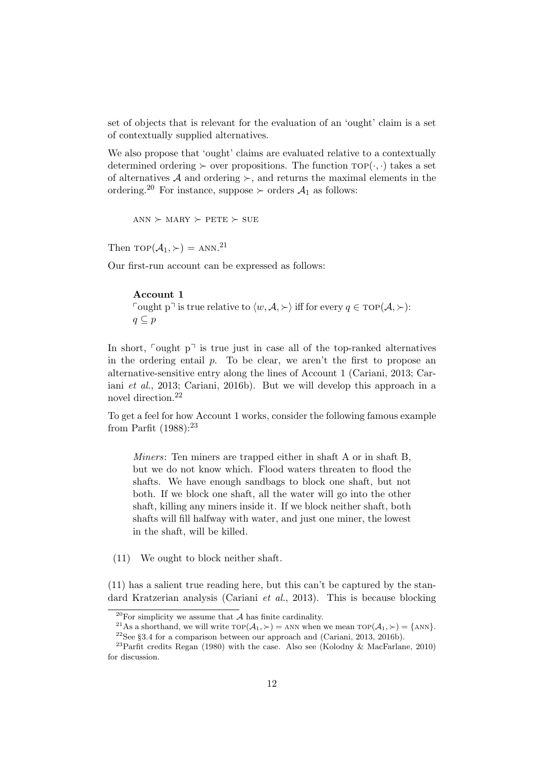set of objects that is relevant for the evaluation of an 'ought' claim is a set of contextually supplied alternatives.

We also propose that 'ought' claims are evaluated relative to a contextually determined ordering $\succ$ over propositions. The function $\textsc{top}(\cdot, \cdot)$ takes a set of alternatives $\mathcal{A}$ and ordering $\succ$, and returns the maximal elements in the ordering.[20] For instance, suppose $\succ$ orders $\mathcal{A}_1$ as follows:

$$\textsc{ann} \succ \textsc{mary} \succ \textsc{pete} \succ \textsc{sue}$$

Then $\textsc{top}(\mathcal{A}_1, \succ) = \textsc{ann}$.[21]

Our first-run account can be expressed as follows:

> **Account 1**
> $\ulcorner$ought p$\urcorner$ is true relative to $\langle w, \mathcal{A}, \succ\rangle$ iff for every $q \in \textsc{top}(\mathcal{A}, \succ)$: $q \subseteq p$

In short, $\ulcorner$ought p$\urcorner$ is true just in case all of the top-ranked alternatives in the ordering entail $p$. To be clear, we aren't the first to propose an alternative-sensitive entry along the lines of Account 1 (Cariani, 2013; Cariani *et al.*, 2013; Cariani, 2016b). But we will develop this approach in a novel direction.[22]

To get a feel for how Account 1 works, consider the following famous example from Parfit (1988):[23]

> *Miners*: Ten miners are trapped either in shaft A or in shaft B, but we do not know which. Flood waters threaten to flood the shafts. We have enough sandbags to block one shaft, but not both. If we block one shaft, all the water will go into the other shaft, killing any miners inside it. If we block neither shaft, both shafts will fill halfway with water, and just one miner, the lowest in the shaft, will be killed.

(11) We ought to block neither shaft.

(11) has a salient true reading here, but this can't be captured by the standard Kratzerian analysis (Cariani *et al.*, 2013). This is because blocking

---

[20] For simplicity we assume that $\mathcal{A}$ has finite cardinality.

[21] As a shorthand, we will write $\textsc{top}(\mathcal{A}_1, \succ) = \textsc{ann}$ when we mean $\textsc{top}(\mathcal{A}_1, \succ) = \{\textsc{ann}\}$.

[22] See §3.4 for a comparison between our approach and (Cariani, 2013, 2016b).

[23] Parfit credits Regan (1980) with the case. Also see (Kolodny & MacFarlane, 2010) for discussion.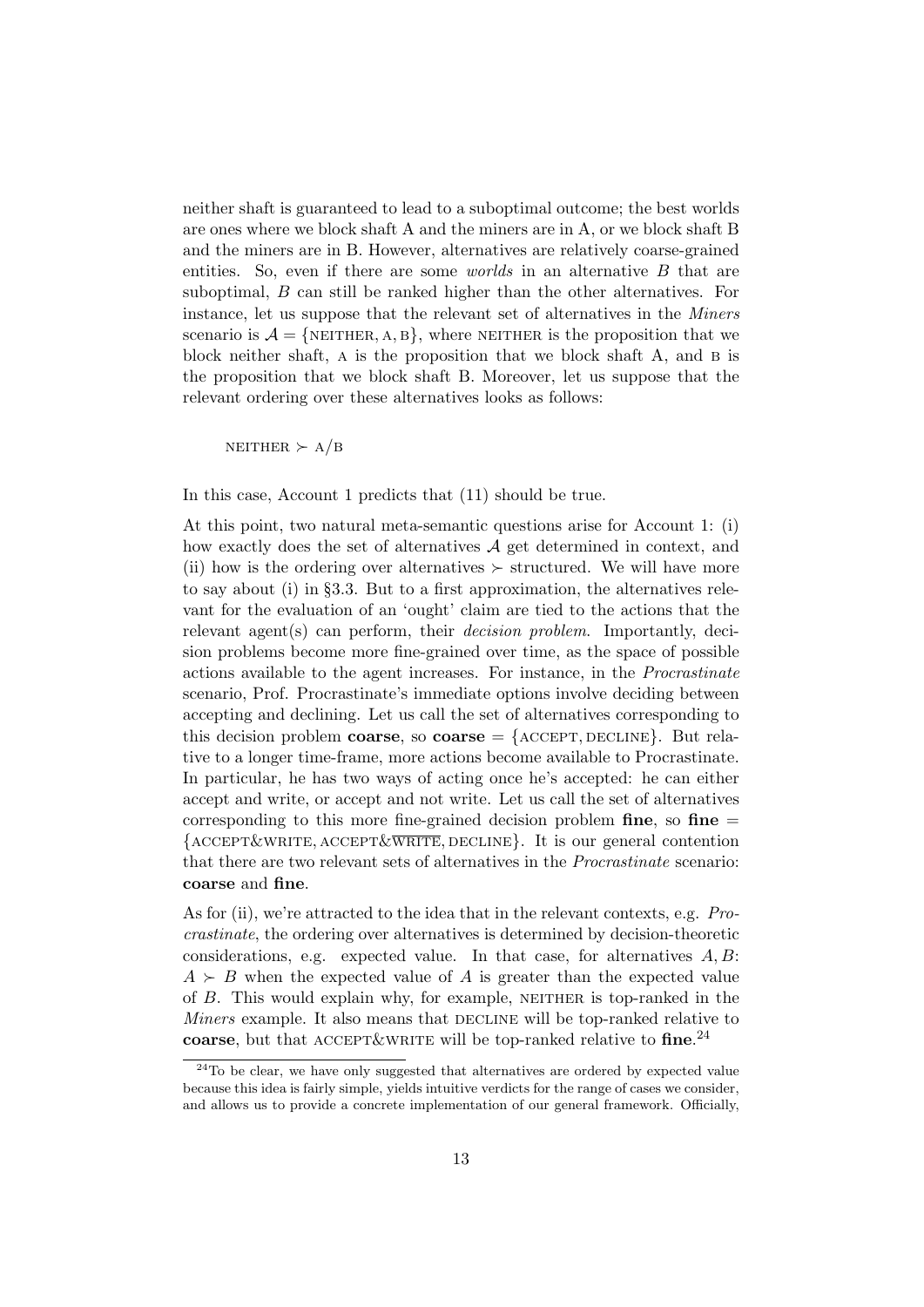neither shaft is guaranteed to lead to a suboptimal outcome; the best worlds are ones where we block shaft A and the miners are in A, or we block shaft B and the miners are in B. However, alternatives are relatively coarse-grained entities. So, even if there are some *worlds* in an alternative $B$ that are suboptimal, $B$ can still be ranked higher than the other alternatives. For instance, let us suppose that the relevant set of alternatives in the *Miners* scenario is $\mathcal{A} = \{\text{NEITHER}, \text{A}, \text{B}\}$, where NEITHER is the proposition that we block neither shaft, A is the proposition that we block shaft A, and B is the proposition that we block shaft B. Moreover, let us suppose that the relevant ordering over these alternatives looks as follows:

$$\text{NEITHER} \succ \text{A}/\text{B}$$

In this case, Account 1 predicts that (11) should be true.

At this point, two natural meta-semantic questions arise for Account 1: (i) how exactly does the set of alternatives $\mathcal{A}$ get determined in context, and (ii) how is the ordering over alternatives $\succ$ structured. We will have more to say about (i) in §3.3. But to a first approximation, the alternatives relevant for the evaluation of an 'ought' claim are tied to the actions that the relevant agent(s) can perform, their *decision problem*. Importantly, decision problems become more fine-grained over time, as the space of possible actions available to the agent increases. For instance, in the *Procrastinate* scenario, Prof. Procrastinate's immediate options involve deciding between accepting and declining. Let us call the set of alternatives corresponding to this decision problem **coarse**, so **coarse** $= \{\text{ACCEPT}, \text{DECLINE}\}$. But relative to a longer time-frame, more actions become available to Procrastinate. In particular, he has two ways of acting once he's accepted: he can either accept and write, or accept and not write. Let us call the set of alternatives corresponding to this more fine-grained decision problem **fine**, so **fine** $= \{\text{ACCEPT\&WRITE}, \text{ACCEPT\&}\overline{\text{WRITE}}, \text{DECLINE}\}$. It is our general contention that there are two relevant sets of alternatives in the *Procrastinate* scenario: **coarse** and **fine**.

As for (ii), we're attracted to the idea that in the relevant contexts, e.g. *Procrastinate*, the ordering over alternatives is determined by decision-theoretic considerations, e.g. expected value. In that case, for alternatives $A, B$: $A \succ B$ when the expected value of $A$ is greater than the expected value of $B$. This would explain why, for example, NEITHER is top-ranked in the *Miners* example. It also means that DECLINE will be top-ranked relative to **coarse**, but that ACCEPT&WRITE will be top-ranked relative to **fine**.[24]

[24]To be clear, we have only suggested that alternatives are ordered by expected value because this idea is fairly simple, yields intuitive verdicts for the range of cases we consider, and allows us to provide a concrete implementation of our general framework. Officially,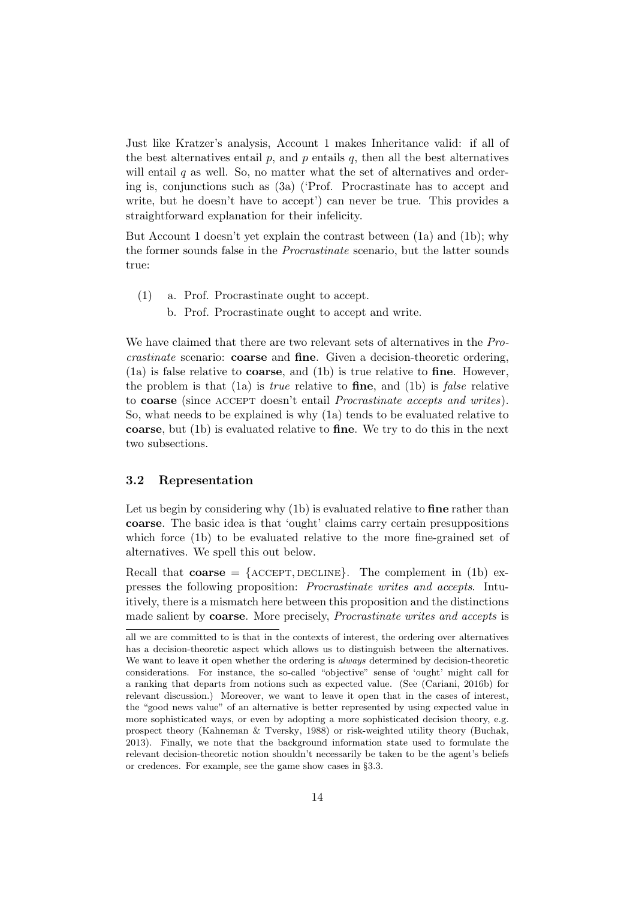Just like Kratzer's analysis, Account 1 makes Inheritance valid: if all of the best alternatives entail $p$, and $p$ entails $q$, then all the best alternatives will entail $q$ as well. So, no matter what the set of alternatives and ordering is, conjunctions such as (3a) ('Prof. Procrastinate has to accept and write, but he doesn't have to accept') can never be true. This provides a straightforward explanation for their infelicity.

But Account 1 doesn't yet explain the contrast between (1a) and (1b); why the former sounds false in the *Procrastinate* scenario, but the latter sounds true:

(1) a. Prof. Procrastinate ought to accept.
    b. Prof. Procrastinate ought to accept and write.

We have claimed that there are two relevant sets of alternatives in the *Procrastinate* scenario: **coarse** and **fine**. Given a decision-theoretic ordering, (1a) is false relative to **coarse**, and (1b) is true relative to **fine**. However, the problem is that (1a) is *true* relative to **fine**, and (1b) is *false* relative to **coarse** (since ACCEPT doesn't entail *Procrastinate accepts and writes*). So, what needs to be explained is why (1a) tends to be evaluated relative to **coarse**, but (1b) is evaluated relative to **fine**. We try to do this in the next two subsections.

### 3.2 Representation

Let us begin by considering why (1b) is evaluated relative to **fine** rather than **coarse**. The basic idea is that 'ought' claims carry certain presuppositions which force (1b) to be evaluated relative to the more fine-grained set of alternatives. We spell this out below.

Recall that **coarse** = {ACCEPT, DECLINE}. The complement in (1b) expresses the following proposition: *Procrastinate writes and accepts*. Intuitively, there is a mismatch here between this proposition and the distinctions made salient by **coarse**. More precisely, *Procrastinate writes and accepts* is

---

all we are committed to is that in the contexts of interest, the ordering over alternatives has a decision-theoretic aspect which allows us to distinguish between the alternatives. We want to leave it open whether the ordering is *always* determined by decision-theoretic considerations. For instance, the so-called "objective" sense of 'ought' might call for a ranking that departs from notions such as expected value. (See (Cariani, 2016b) for relevant discussion.) Moreover, we want to leave it open that in the cases of interest, the "good news value" of an alternative is better represented by using expected value in more sophisticated ways, or even by adopting a more sophisticated decision theory, e.g. prospect theory (Kahneman & Tversky, 1988) or risk-weighted utility theory (Buchak, 2013). Finally, we note that the background information state used to formulate the relevant decision-theoretic notion shouldn't necessarily be taken to be the agent's beliefs or credences. For example, see the game show cases in §3.3.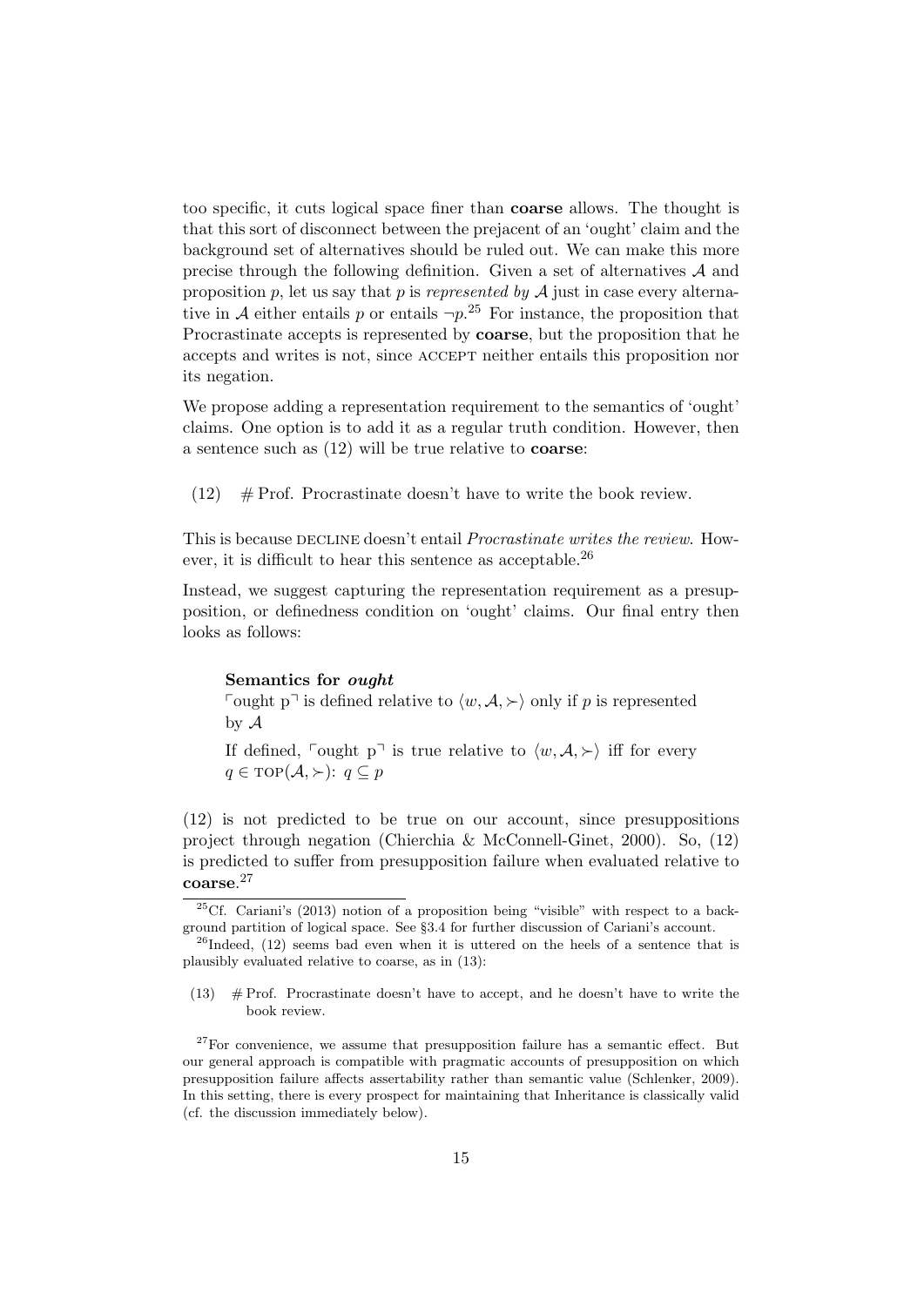too specific, it cuts logical space finer than **coarse** allows. The thought is that this sort of disconnect between the prejacent of an 'ought' claim and the background set of alternatives should be ruled out. We can make this more precise through the following definition. Given a set of alternatives $\mathcal{A}$ and proposition $p$, let us say that $p$ is *represented by* $\mathcal{A}$ just in case every alternative in $\mathcal{A}$ either entails $p$ or entails $\neg p$.[25] For instance, the proposition that Procrastinate accepts is represented by **coarse**, but the proposition that he accepts and writes is not, since ACCEPT neither entails this proposition nor its negation.

We propose adding a representation requirement to the semantics of 'ought' claims. One option is to add it as a regular truth condition. However, then a sentence such as (12) will be true relative to **coarse**:

(12) # Prof. Procrastinate doesn't have to write the book review.

This is because DECLINE doesn't entail *Procrastinate writes the review*. However, it is difficult to hear this sentence as acceptable.[26]

Instead, we suggest capturing the representation requirement as a presupposition, or definedness condition on 'ought' claims. Our final entry then looks as follows:

> **Semantics for *ought***
>
> $\ulcorner$ought p$\urcorner$ is defined relative to $\langle w, \mathcal{A}, \succ \rangle$ only if $p$ is represented by $\mathcal{A}$
>
> If defined, $\ulcorner$ought p$\urcorner$ is true relative to $\langle w, \mathcal{A}, \succ \rangle$ iff for every $q \in \text{TOP}(\mathcal{A}, \succ)$: $q \subseteq p$

(12) is not predicted to be true on our account, since presuppositions project through negation (Chierchia & McConnell-Ginet, 2000). So, (12) is predicted to suffer from presupposition failure when evaluated relative to **coarse**.[27]

---

[25] Cf. Cariani's (2013) notion of a proposition being "visible" with respect to a background partition of logical space. See §3.4 for further discussion of Cariani's account.

[26] Indeed, (12) seems bad even when it is uttered on the heels of a sentence that is plausibly evaluated relative to coarse, as in (13):

(13) # Prof. Procrastinate doesn't have to accept, and he doesn't have to write the book review.

[27] For convenience, we assume that presupposition failure has a semantic effect. But our general approach is compatible with pragmatic accounts of presupposition on which presupposition failure affects assertability rather than semantic value (Schlenker, 2009). In this setting, there is every prospect for maintaining that Inheritance is classically valid (cf. the discussion immediately below).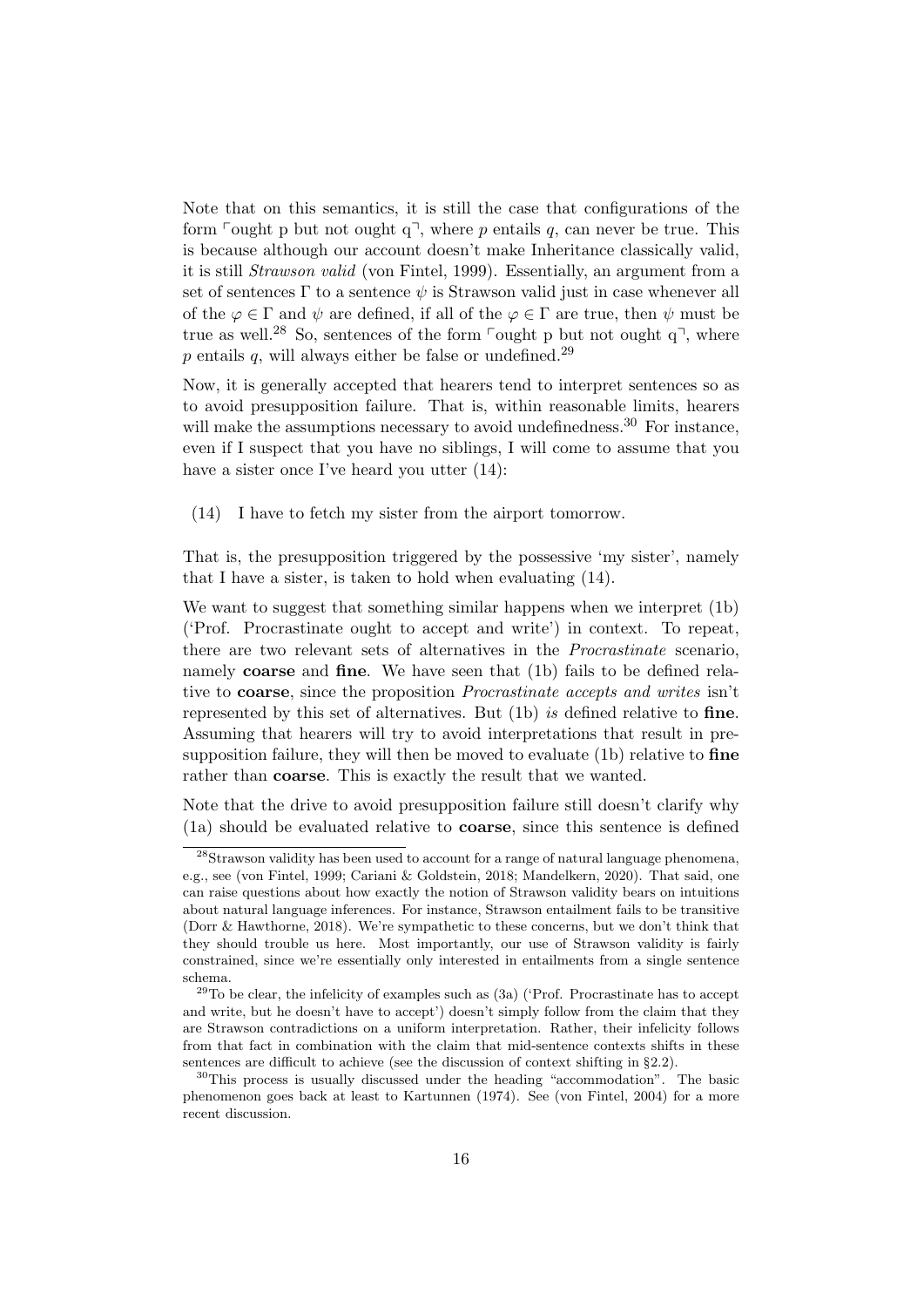Note that on this semantics, it is still the case that configurations of the form ⌜ought p but not ought q⌝, where $p$ entails $q$, can never be true. This is because although our account doesn't make Inheritance classically valid, it is still *Strawson valid* (von Fintel, 1999). Essentially, an argument from a set of sentences $\Gamma$ to a sentence $\psi$ is Strawson valid just in case whenever all of the $\varphi \in \Gamma$ and $\psi$ are defined, if all of the $\varphi \in \Gamma$ are true, then $\psi$ must be true as well.[28] So, sentences of the form ⌜ought p but not ought q⌝, where $p$ entails $q$, will always either be false or undefined.[29]

Now, it is generally accepted that hearers tend to interpret sentences so as to avoid presupposition failure. That is, within reasonable limits, hearers will make the assumptions necessary to avoid undefinedness.[30] For instance, even if I suspect that you have no siblings, I will come to assume that you have a sister once I've heard you utter (14):

(14) I have to fetch my sister from the airport tomorrow.

That is, the presupposition triggered by the possessive 'my sister', namely that I have a sister, is taken to hold when evaluating (14).

We want to suggest that something similar happens when we interpret (1b) ('Prof. Procrastinate ought to accept and write') in context. To repeat, there are two relevant sets of alternatives in the *Procrastinate* scenario, namely **coarse** and **fine**. We have seen that (1b) fails to be defined relative to **coarse**, since the proposition *Procrastinate accepts and writes* isn't represented by this set of alternatives. But (1b) *is* defined relative to **fine**. Assuming that hearers will try to avoid interpretations that result in presupposition failure, they will then be moved to evaluate (1b) relative to **fine** rather than **coarse**. This is exactly the result that we wanted.

Note that the drive to avoid presupposition failure still doesn't clarify why (1a) should be evaluated relative to **coarse**, since this sentence is defined

[28] Strawson validity has been used to account for a range of natural language phenomena, e.g., see (von Fintel, 1999; Cariani & Goldstein, 2018; Mandelkern, 2020). That said, one can raise questions about how exactly the notion of Strawson validity bears on intuitions about natural language inferences. For instance, Strawson entailment fails to be transitive (Dorr & Hawthorne, 2018). We're sympathetic to these concerns, but we don't think that they should trouble us here. Most importantly, our use of Strawson validity is fairly constrained, since we're essentially only interested in entailments from a single sentence schema.

[29] To be clear, the infelicity of examples such as (3a) ('Prof. Procrastinate has to accept and write, but he doesn't have to accept') doesn't simply follow from the claim that they are Strawson contradictions on a uniform interpretation. Rather, their infelicity follows from that fact in combination with the claim that mid-sentence contexts shifts in these sentences are difficult to achieve (see the discussion of context shifting in §2.2).

[30] This process is usually discussed under the heading "accommodation". The basic phenomenon goes back at least to Kartunnen (1974). See (von Fintel, 2004) for a more recent discussion.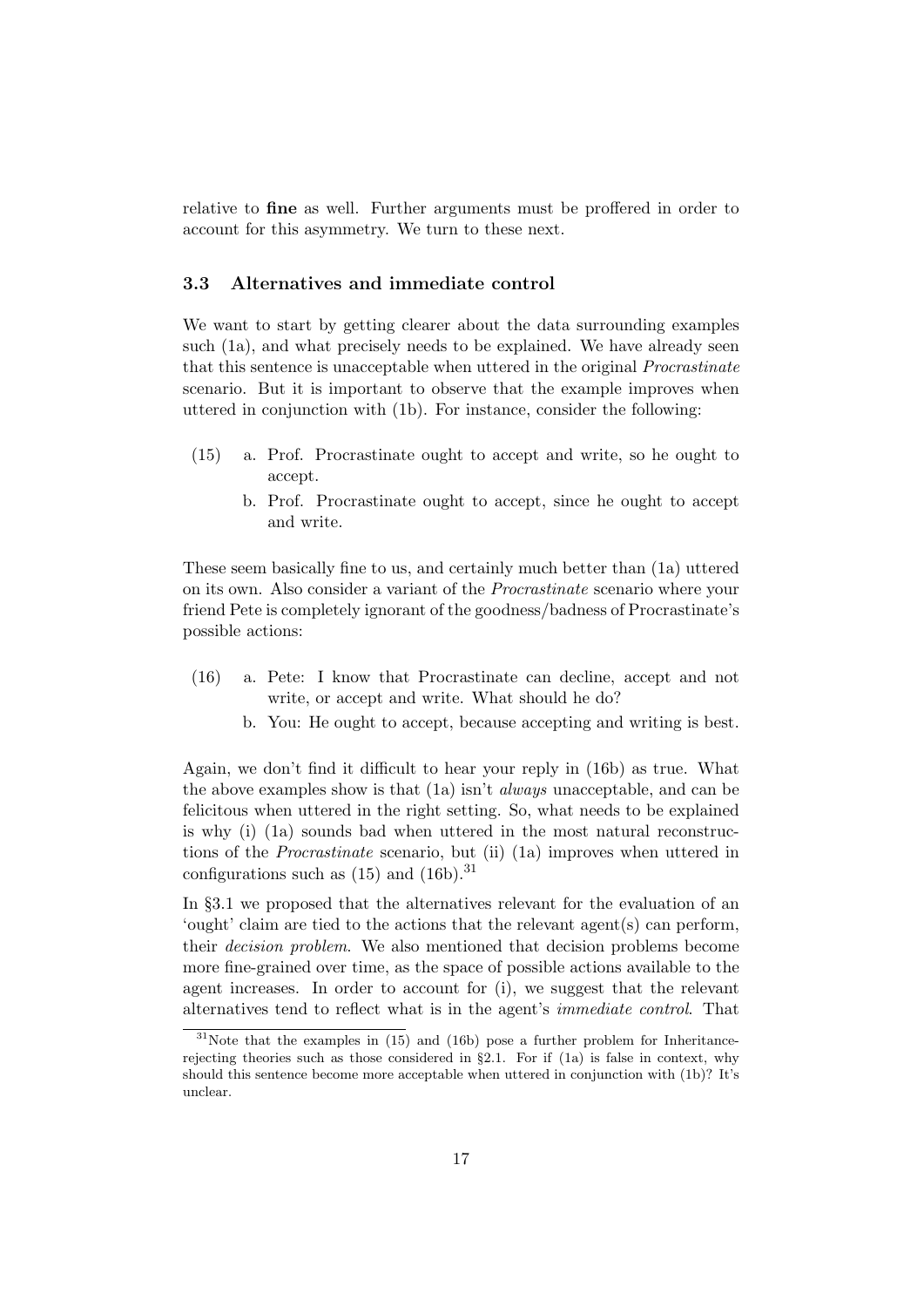relative to **fine** as well. Further arguments must be proffered in order to account for this asymmetry. We turn to these next.

### 3.3 Alternatives and immediate control

We want to start by getting clearer about the data surrounding examples such (1a), and what precisely needs to be explained. We have already seen that this sentence is unacceptable when uttered in the original *Procrastinate* scenario. But it is important to observe that the example improves when uttered in conjunction with (1b). For instance, consider the following:

(15) a. Prof. Procrastinate ought to accept and write, so he ought to accept.

b. Prof. Procrastinate ought to accept, since he ought to accept and write.

These seem basically fine to us, and certainly much better than (1a) uttered on its own. Also consider a variant of the *Procrastinate* scenario where your friend Pete is completely ignorant of the goodness/badness of Procrastinate's possible actions:

(16) a. Pete: I know that Procrastinate can decline, accept and not write, or accept and write. What should he do?

b. You: He ought to accept, because accepting and writing is best.

Again, we don't find it difficult to hear your reply in (16b) as true. What the above examples show is that (1a) isn't *always* unacceptable, and can be felicitous when uttered in the right setting. So, what needs to be explained is why (i) (1a) sounds bad when uttered in the most natural reconstructions of the *Procrastinate* scenario, but (ii) (1a) improves when uttered in configurations such as (15) and (16b).[31]

In §3.1 we proposed that the alternatives relevant for the evaluation of an 'ought' claim are tied to the actions that the relevant agent(s) can perform, their *decision problem*. We also mentioned that decision problems become more fine-grained over time, as the space of possible actions available to the agent increases. In order to account for (i), we suggest that the relevant alternatives tend to reflect what is in the agent's *immediate control*. That

[31] Note that the examples in (15) and (16b) pose a further problem for Inheritance-rejecting theories such as those considered in §2.1. For if (1a) is false in context, why should this sentence become more acceptable when uttered in conjunction with (1b)? It's unclear.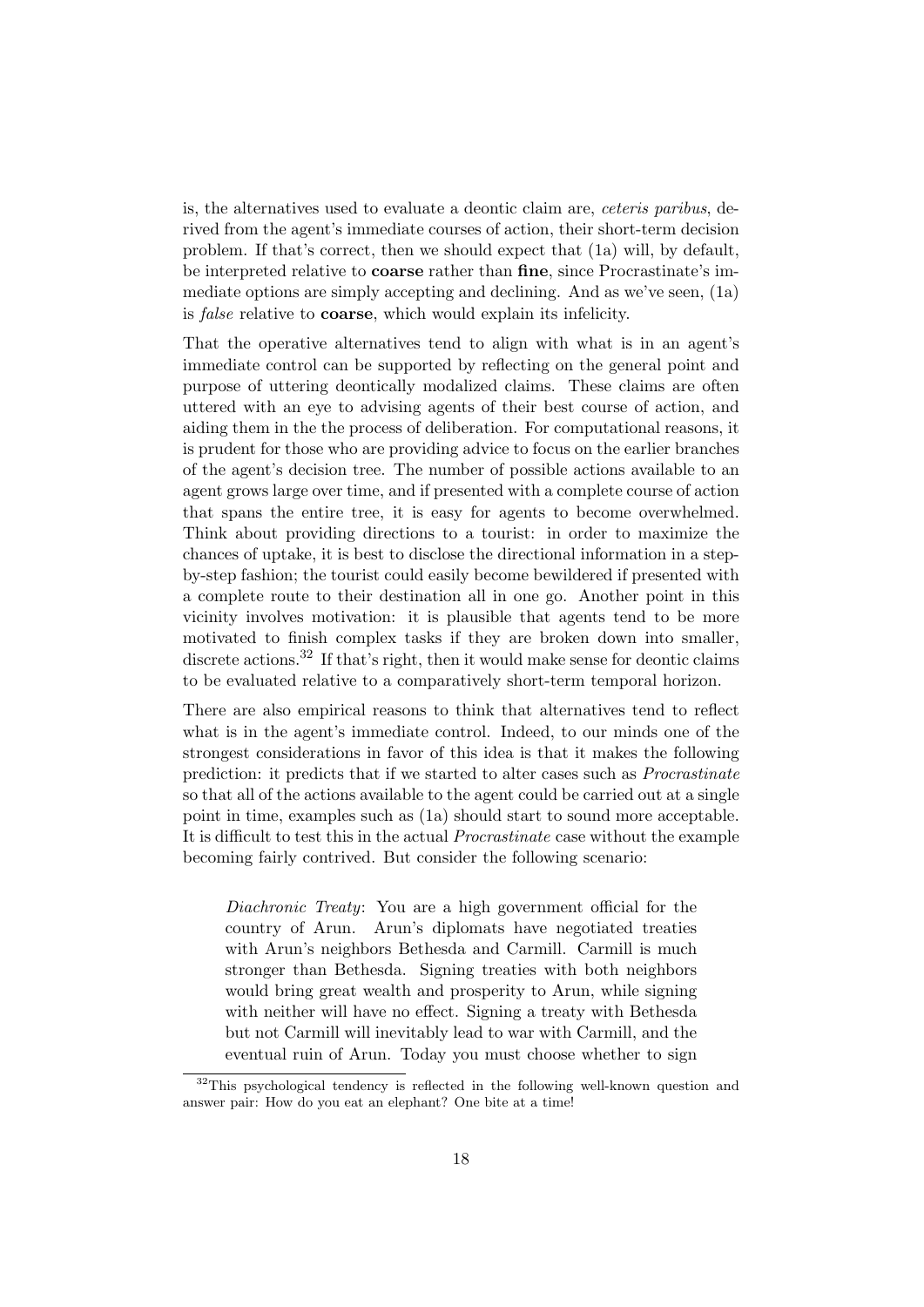is, the alternatives used to evaluate a deontic claim are, *ceteris paribus*, derived from the agent's immediate courses of action, their short-term decision problem. If that's correct, then we should expect that (1a) will, by default, be interpreted relative to **coarse** rather than **fine**, since Procrastinate's immediate options are simply accepting and declining. And as we've seen, (1a) is *false* relative to **coarse**, which would explain its infelicity.

That the operative alternatives tend to align with what is in an agent's immediate control can be supported by reflecting on the general point and purpose of uttering deontically modalized claims. These claims are often uttered with an eye to advising agents of their best course of action, and aiding them in the the process of deliberation. For computational reasons, it is prudent for those who are providing advice to focus on the earlier branches of the agent's decision tree. The number of possible actions available to an agent grows large over time, and if presented with a complete course of action that spans the entire tree, it is easy for agents to become overwhelmed. Think about providing directions to a tourist: in order to maximize the chances of uptake, it is best to disclose the directional information in a step-by-step fashion; the tourist could easily become bewildered if presented with a complete route to their destination all in one go. Another point in this vicinity involves motivation: it is plausible that agents tend to be more motivated to finish complex tasks if they are broken down into smaller, discrete actions.[32] If that's right, then it would make sense for deontic claims to be evaluated relative to a comparatively short-term temporal horizon.

There are also empirical reasons to think that alternatives tend to reflect what is in the agent's immediate control. Indeed, to our minds one of the strongest considerations in favor of this idea is that it makes the following prediction: it predicts that if we started to alter cases such as *Procrastinate* so that all of the actions available to the agent could be carried out at a single point in time, examples such as (1a) should start to sound more acceptable. It is difficult to test this in the actual *Procrastinate* case without the example becoming fairly contrived. But consider the following scenario:

> *Diachronic Treaty*: You are a high government official for the country of Arun. Arun's diplomats have negotiated treaties with Arun's neighbors Bethesda and Carmill. Carmill is much stronger than Bethesda. Signing treaties with both neighbors would bring great wealth and prosperity to Arun, while signing with neither will have no effect. Signing a treaty with Bethesda but not Carmill will inevitably lead to war with Carmill, and the eventual ruin of Arun. Today you must choose whether to sign

[32] This psychological tendency is reflected in the following well-known question and answer pair: How do you eat an elephant? One bite at a time!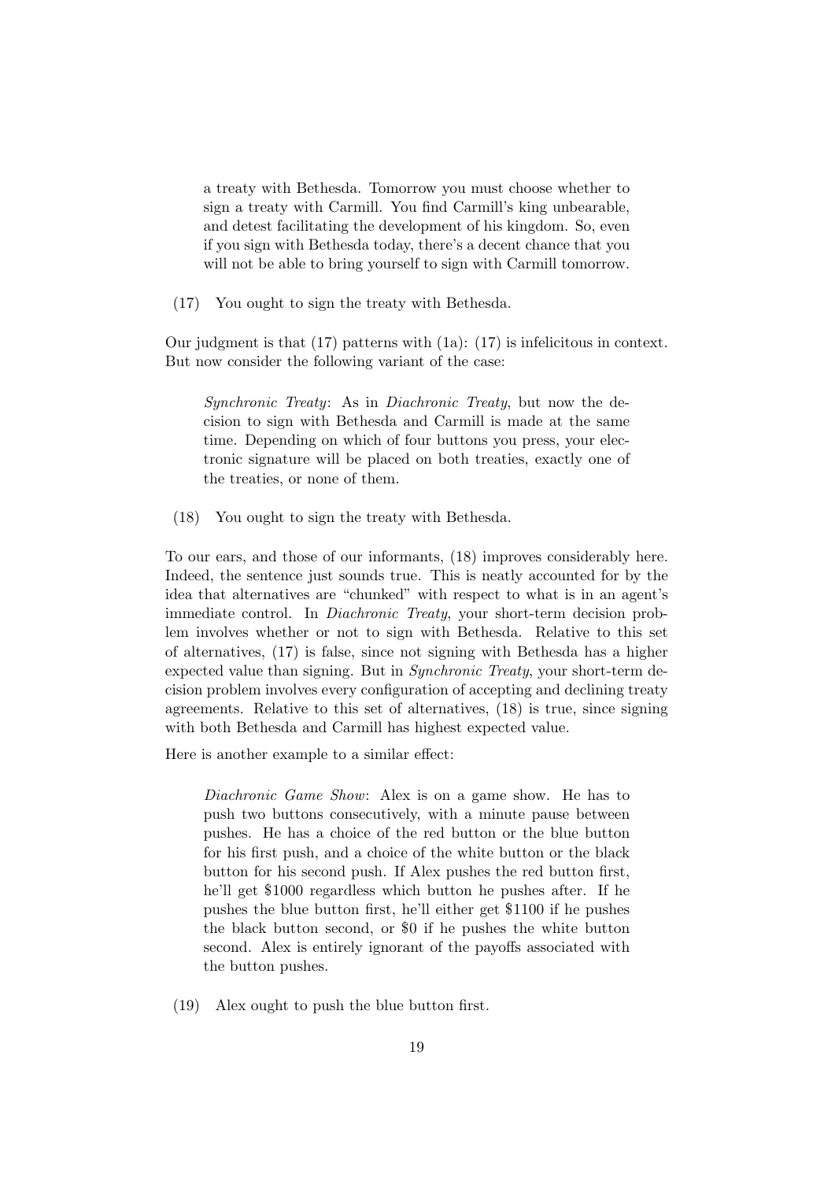a treaty with Bethesda. Tomorrow you must choose whether to sign a treaty with Carmill. You find Carmill's king unbearable, and detest facilitating the development of his kingdom. So, even if you sign with Bethesda today, there's a decent chance that you will not be able to bring yourself to sign with Carmill tomorrow.

(17) You ought to sign the treaty with Bethesda.

Our judgment is that (17) patterns with (1a): (17) is infelicitous in context. But now consider the following variant of the case:

> *Synchronic Treaty*: As in *Diachronic Treaty*, but now the decision to sign with Bethesda and Carmill is made at the same time. Depending on which of four buttons you press, your electronic signature will be placed on both treaties, exactly one of the treaties, or none of them.

(18) You ought to sign the treaty with Bethesda.

To our ears, and those of our informants, (18) improves considerably here. Indeed, the sentence just sounds true. This is neatly accounted for by the idea that alternatives are "chunked" with respect to what is in an agent's immediate control. In *Diachronic Treaty*, your short-term decision problem involves whether or not to sign with Bethesda. Relative to this set of alternatives, (17) is false, since not signing with Bethesda has a higher expected value than signing. But in *Synchronic Treaty*, your short-term decision problem involves every configuration of accepting and declining treaty agreements. Relative to this set of alternatives, (18) is true, since signing with both Bethesda and Carmill has highest expected value.

Here is another example to a similar effect:

> *Diachronic Game Show*: Alex is on a game show. He has to push two buttons consecutively, with a minute pause between pushes. He has a choice of the red button or the blue button for his first push, and a choice of the white button or the black button for his second push. If Alex pushes the red button first, he'll get \$1000 regardless which button he pushes after. If he pushes the blue button first, he'll either get \$1100 if he pushes the black button second, or \$0 if he pushes the white button second. Alex is entirely ignorant of the payoffs associated with the button pushes.

(19) Alex ought to push the blue button first.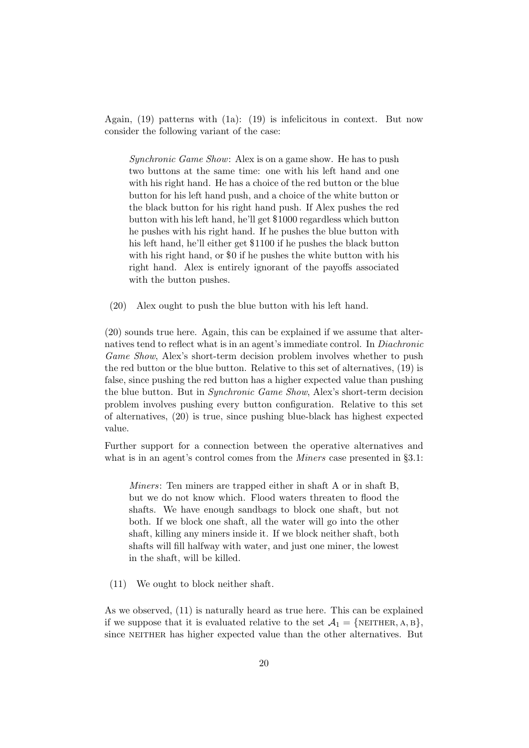Again, (19) patterns with (1a): (19) is infelicitous in context. But now consider the following variant of the case:

> *Synchronic Game Show*: Alex is on a game show. He has to push two buttons at the same time: one with his left hand and one with his right hand. He has a choice of the red button or the blue button for his left hand push, and a choice of the white button or the black button for his right hand push. If Alex pushes the red button with his left hand, he'll get \$1000 regardless which button he pushes with his right hand. If he pushes the blue button with his left hand, he'll either get \$1100 if he pushes the black button with his right hand, or \$0 if he pushes the white button with his right hand. Alex is entirely ignorant of the payoffs associated with the button pushes.

(20) Alex ought to push the blue button with his left hand.

(20) sounds true here. Again, this can be explained if we assume that alternatives tend to reflect what is in an agent's immediate control. In *Diachronic Game Show*, Alex's short-term decision problem involves whether to push the red button or the blue button. Relative to this set of alternatives, (19) is false, since pushing the red button has a higher expected value than pushing the blue button. But in *Synchronic Game Show*, Alex's short-term decision problem involves pushing every button configuration. Relative to this set of alternatives, (20) is true, since pushing blue-black has highest expected value.

Further support for a connection between the operative alternatives and what is in an agent's control comes from the *Miners* case presented in §3.1:

> *Miners*: Ten miners are trapped either in shaft A or in shaft B, but we do not know which. Flood waters threaten to flood the shafts. We have enough sandbags to block one shaft, but not both. If we block one shaft, all the water will go into the other shaft, killing any miners inside it. If we block neither shaft, both shafts will fill halfway with water, and just one miner, the lowest in the shaft, will be killed.

(11) We ought to block neither shaft.

As we observed, (11) is naturally heard as true here. This can be explained if we suppose that it is evaluated relative to the set $\mathcal{A}_1 = \{\text{NEITHER}, \text{A}, \text{B}\}$, since NEITHER has higher expected value than the other alternatives. But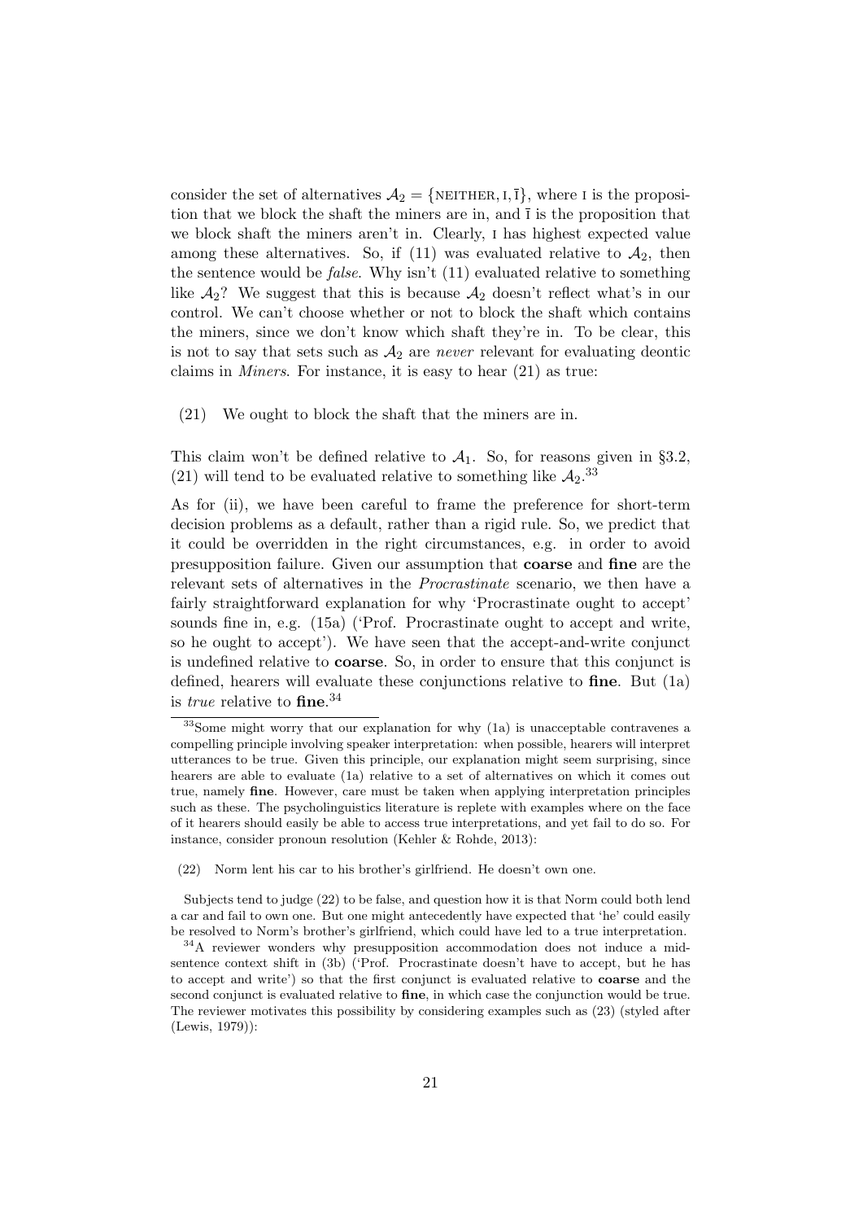consider the set of alternatives $\mathcal{A}_2 = \{\text{NEITHER}, \text{I}, \bar{\text{I}}\}$, where I is the proposition that we block the shaft the miners are in, and $\bar{\text{I}}$ is the proposition that we block shaft the miners aren't in. Clearly, I has highest expected value among these alternatives. So, if (11) was evaluated relative to $\mathcal{A}_2$, then the sentence would be *false*. Why isn't (11) evaluated relative to something like $\mathcal{A}_2$? We suggest that this is because $\mathcal{A}_2$ doesn't reflect what's in our control. We can't choose whether or not to block the shaft which contains the miners, since we don't know which shaft they're in. To be clear, this is not to say that sets such as $\mathcal{A}_2$ are *never* relevant for evaluating deontic claims in *Miners*. For instance, it is easy to hear (21) as true:

(21) We ought to block the shaft that the miners are in.

This claim won't be defined relative to $\mathcal{A}_1$. So, for reasons given in §3.2, (21) will tend to be evaluated relative to something like $\mathcal{A}_2$.[33]

As for (ii), we have been careful to frame the preference for short-term decision problems as a default, rather than a rigid rule. So, we predict that it could be overridden in the right circumstances, e.g. in order to avoid presupposition failure. Given our assumption that **coarse** and **fine** are the relevant sets of alternatives in the *Procrastinate* scenario, we then have a fairly straightforward explanation for why 'Procrastinate ought to accept' sounds fine in, e.g. (15a) ('Prof. Procrastinate ought to accept and write, so he ought to accept'). We have seen that the accept-and-write conjunct is undefined relative to **coarse**. So, in order to ensure that this conjunct is defined, hearers will evaluate these conjunctions relative to **fine**. But (1a) is *true* relative to **fine**.[34]

---

[33] Some might worry that our explanation for why (1a) is unacceptable contravenes a compelling principle involving speaker interpretation: when possible, hearers will interpret utterances to be true. Given this principle, our explanation might seem surprising, since hearers are able to evaluate (1a) relative to a set of alternatives on which it comes out true, namely **fine**. However, care must be taken when applying interpretation principles such as these. The psycholinguistics literature is replete with examples where on the face of it hearers should easily be able to access true interpretations, and yet fail to do so. For instance, consider pronoun resolution (Kehler & Rohde, 2013):

(22) Norm lent his car to his brother's girlfriend. He doesn't own one.

Subjects tend to judge (22) to be false, and question how it is that Norm could both lend a car and fail to own one. But one might antecedently have expected that 'he' could easily be resolved to Norm's brother's girlfriend, which could have led to a true interpretation.

[34] A reviewer wonders why presupposition accommodation does not induce a mid-sentence context shift in (3b) ('Prof. Procrastinate doesn't have to accept, but he has to accept and write') so that the first conjunct is evaluated relative to **coarse** and the second conjunct is evaluated relative to **fine**, in which case the conjunction would be true. The reviewer motivates this possibility by considering examples such as (23) (styled after (Lewis, 1979)):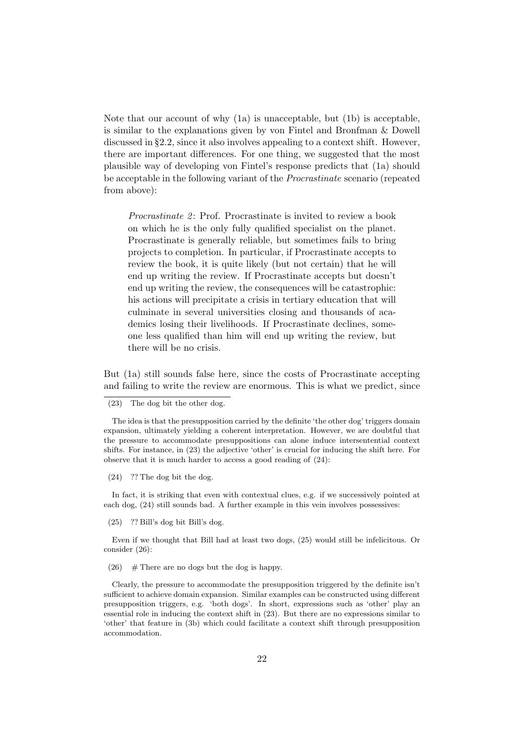Note that our account of why (1a) is unacceptable, but (1b) is acceptable, is similar to the explanations given by von Fintel and Bronfman & Dowell discussed in §2.2, since it also involves appealing to a context shift. However, there are important differences. For one thing, we suggested that the most plausible way of developing von Fintel's response predicts that (1a) should be acceptable in the following variant of the *Procrastinate* scenario (repeated from above):

> *Procrastinate 2*: Prof. Procrastinate is invited to review a book on which he is the only fully qualified specialist on the planet. Procrastinate is generally reliable, but sometimes fails to bring projects to completion. In particular, if Procrastinate accepts to review the book, it is quite likely (but not certain) that he will end up writing the review. If Procrastinate accepts but doesn't end up writing the review, the consequences will be catastrophic: his actions will precipitate a crisis in tertiary education that will culminate in several universities closing and thousands of academics losing their livelihoods. If Procrastinate declines, someone less qualified than him will end up writing the review, but there will be no crisis.

But (1a) still sounds false here, since the costs of Procrastinate accepting and failing to write the review are enormous. This is what we predict, since

---

(23) The dog bit the other dog.

The idea is that the presupposition carried by the definite 'the other dog' triggers domain expansion, ultimately yielding a coherent interpretation. However, we are doubtful that the pressure to accommodate presuppositions can alone induce intersentential context shifts. For instance, in (23) the adjective 'other' is crucial for inducing the shift here. For observe that it is much harder to access a good reading of (24):

(24) ?? The dog bit the dog.

In fact, it is striking that even with contextual clues, e.g. if we successively pointed at each dog, (24) still sounds bad. A further example in this vein involves possessives:

(25) ?? Bill's dog bit Bill's dog.

Even if we thought that Bill had at least two dogs, (25) would still be infelicitous. Or consider (26):

(26) # There are no dogs but the dog is happy.

Clearly, the pressure to accommodate the presupposition triggered by the definite isn't sufficient to achieve domain expansion. Similar examples can be constructed using different presupposition triggers, e.g. 'both dogs'. In short, expressions such as 'other' play an essential role in inducing the context shift in (23). But there are no expressions similar to 'other' that feature in (3b) which could facilitate a context shift through presupposition accommodation.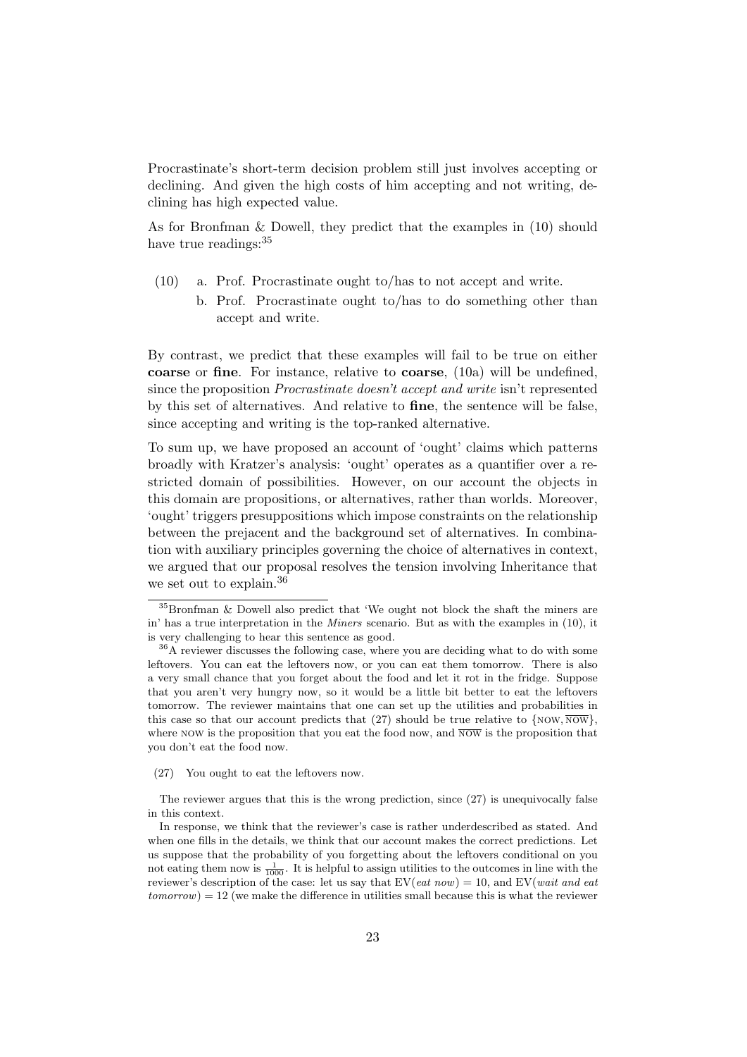Procrastinate's short-term decision problem still just involves accepting or declining. And given the high costs of him accepting and not writing, declining has high expected value.

As for Bronfman & Dowell, they predict that the examples in (10) should have true readings:[35]

(10) a. Prof. Procrastinate ought to/has to not accept and write.

b. Prof. Procrastinate ought to/has to do something other than accept and write.

By contrast, we predict that these examples will fail to be true on either **coarse** or **fine**. For instance, relative to **coarse**, (10a) will be undefined, since the proposition *Procrastinate doesn't accept and write* isn't represented by this set of alternatives. And relative to **fine**, the sentence will be false, since accepting and writing is the top-ranked alternative.

To sum up, we have proposed an account of 'ought' claims which patterns broadly with Kratzer's analysis: 'ought' operates as a quantifier over a restricted domain of possibilities. However, on our account the objects in this domain are propositions, or alternatives, rather than worlds. Moreover, 'ought' triggers presuppositions which impose constraints on the relationship between the prejacent and the background set of alternatives. In combination with auxiliary principles governing the choice of alternatives in context, we argued that our proposal resolves the tension involving Inheritance that we set out to explain.[36]

---

[35] Bronfman & Dowell also predict that 'We ought not block the shaft the miners are in' has a true interpretation in the *Miners* scenario. But as with the examples in (10), it is very challenging to hear this sentence as good.

[36] A reviewer discusses the following case, where you are deciding what to do with some leftovers. You can eat the leftovers now, or you can eat them tomorrow. There is also a very small chance that you forget about the food and let it rot in the fridge. Suppose that you aren't very hungry now, so it would be a little bit better to eat the leftovers tomorrow. The reviewer maintains that one can set up the utilities and probabilities in this case so that our account predicts that (27) should be true relative to $\{\text{NOW}, \overline{\text{NOW}}\}$, where NOW is the proposition that you eat the food now, and $\overline{\text{NOW}}$ is the proposition that you don't eat the food now.

(27) You ought to eat the leftovers now.

The reviewer argues that this is the wrong prediction, since (27) is unequivocally false in this context.

In response, we think that the reviewer's case is rather underdescribed as stated. And when one fills in the details, we think that our account makes the correct predictions. Let us suppose that the probability of you forgetting about the leftovers conditional on you not eating them now is $\frac{1}{1000}$. It is helpful to assign utilities to the outcomes in line with the reviewer's description of the case: let us say that EV(*eat now*) = 10, and EV(*wait and eat tomorrow*) = 12 (we make the difference in utilities small because this is what the reviewer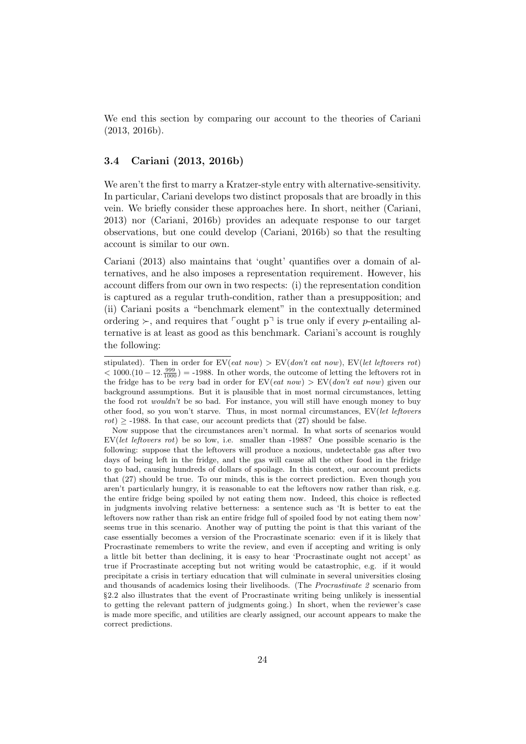We end this section by comparing our account to the theories of Cariani (2013, 2016b).

### 3.4 Cariani (2013, 2016b)

We aren't the first to marry a Kratzer-style entry with alternative-sensitivity. In particular, Cariani develops two distinct proposals that are broadly in this vein. We briefly consider these approaches here. In short, neither (Cariani, 2013) nor (Cariani, 2016b) provides an adequate response to our target observations, but one could develop (Cariani, 2016b) so that the resulting account is similar to our own.

Cariani (2013) also maintains that 'ought' quantifies over a domain of alternatives, and he also imposes a representation requirement. However, his account differs from our own in two respects: (i) the representation condition is captured as a regular truth-condition, rather than a presupposition; and (ii) Cariani posits a "benchmark element" in the contextually determined ordering $\succ$, and requires that ⌜ought p⌝ is true only if every $p$-entailing alternative is at least as good as this benchmark. Cariani's account is roughly the following:

---

stipulated). Then in order for EV(*eat now*) > EV(*don't eat now*), EV(*let leftovers rot*) $< 1000.(10 - 12.\frac{999}{1000}) =$ -1988. In other words, the outcome of letting the leftovers rot in the fridge has to be *very* bad in order for EV(*eat now*) > EV(*don't eat now*) given our background assumptions. But it is plausible that in most normal circumstances, letting the food rot *wouldn't* be so bad. For instance, you will still have enough money to buy other food, so you won't starve. Thus, in most normal circumstances, EV(*let leftovers rot*) $\geq$ -1988. In that case, our account predicts that (27) should be false.

Now suppose that the circumstances aren't normal. In what sorts of scenarios would EV(*let leftovers rot*) be so low, i.e. smaller than -1988? One possible scenario is the following: suppose that the leftovers will produce a noxious, undetectable gas after two days of being left in the fridge, and the gas will cause all the other food in the fridge to go bad, causing hundreds of dollars of spoilage. In this context, our account predicts that (27) should be true. To our minds, this is the correct prediction. Even though you aren't particularly hungry, it is reasonable to eat the leftovers now rather than risk, e.g. the entire fridge being spoiled by not eating them now. Indeed, this choice is reflected in judgments involving relative betterness: a sentence such as 'It is better to eat the leftovers now rather than risk an entire fridge full of spoiled food by not eating them now' seems true in this scenario. Another way of putting the point is that this variant of the case essentially becomes a version of the Procrastinate scenario: even if it is likely that Procrastinate remembers to write the review, and even if accepting and writing is only a little bit better than declining, it is easy to hear 'Procrastinate ought not accept' as true if Procrastinate accepting but not writing would be catastrophic, e.g. if it would precipitate a crisis in tertiary education that will culminate in several universities closing and thousands of academics losing their livelihoods. (The *Procrastinate 2* scenario from §2.2 also illustrates that the event of Procrastinate writing being unlikely is inessential to getting the relevant pattern of judgments going.) In short, when the reviewer's case is made more specific, and utilities are clearly assigned, our account appears to make the correct predictions.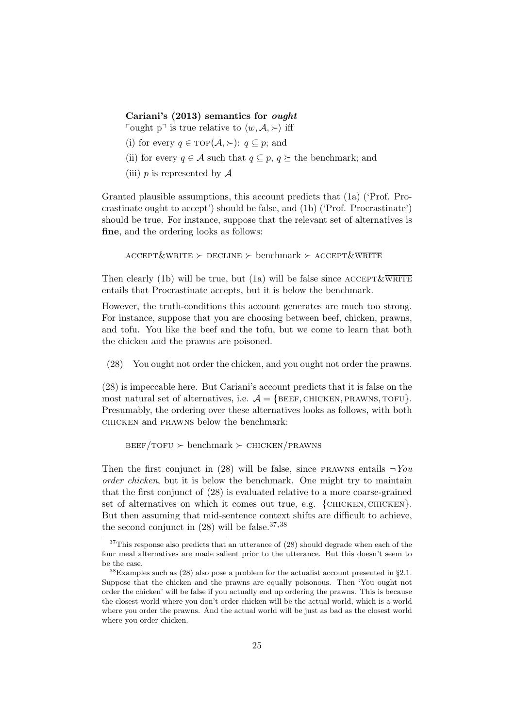**Cariani's (2013) semantics for *ought***

$\ulcorner$ought p$\urcorner$ is true relative to $\langle w, \mathcal{A}, \succ \rangle$ iff

(i) for every $q \in \text{TOP}(\mathcal{A}, \succ)$: $q \subseteq p$; and

(ii) for every $q \in \mathcal{A}$ such that $q \subseteq p$, $q \succeq$ the benchmark; and

(iii) $p$ is represented by $\mathcal{A}$

Granted plausible assumptions, this account predicts that (1a) ('Prof. Procrastinate ought to accept') should be false, and (1b) ('Prof. Procrastinate') should be true. For instance, suppose that the relevant set of alternatives is **fine**, and the ordering looks as follows:

$$\text{ACCEPT\&WRITE} \succ \text{DECLINE} \succ \text{benchmark} \succ \text{ACCEPT\&}\overline{\text{WRITE}}$$

Then clearly (1b) will be true, but (1a) will be false since ACCEPT&$\overline{\text{WRITE}}$ entails that Procrastinate accepts, but it is below the benchmark.

However, the truth-conditions this account generates are much too strong. For instance, suppose that you are choosing between beef, chicken, prawns, and tofu. You like the beef and the tofu, but we come to learn that both the chicken and the prawns are poisoned.

(28) You ought not order the chicken, and you ought not order the prawns.

(28) is impeccable here. But Cariani's account predicts that it is false on the most natural set of alternatives, i.e. $\mathcal{A} = \{\text{BEEF, CHICKEN, PRAWNS, TOFU}\}$. Presumably, the ordering over these alternatives looks as follows, with both CHICKEN and PRAWNS below the benchmark:

$$\text{BEEF/TOFU} \succ \text{benchmark} \succ \text{CHICKEN/PRAWNS}$$

Then the first conjunct in (28) will be false, since PRAWNS entails $\neg$*You order chicken*, but it is below the benchmark. One might try to maintain that the first conjunct of (28) is evaluated relative to a more coarse-grained set of alternatives on which it comes out true, e.g. $\{\text{CHICKEN}, \overline{\text{CHICKEN}}\}$. But then assuming that mid-sentence context shifts are difficult to achieve, the second conjunct in (28) will be false.[37,38]

[37] This response also predicts that an utterance of (28) should degrade when each of the four meal alternatives are made salient prior to the utterance. But this doesn't seem to be the case.

[38] Examples such as (28) also pose a problem for the actualist account presented in §2.1. Suppose that the chicken and the prawns are equally poisonous. Then 'You ought not order the chicken' will be false if you actually end up ordering the prawns. This is because the closest world where you don't order chicken will be the actual world, which is a world where you order the prawns. And the actual world will be just as bad as the closest world where you order chicken.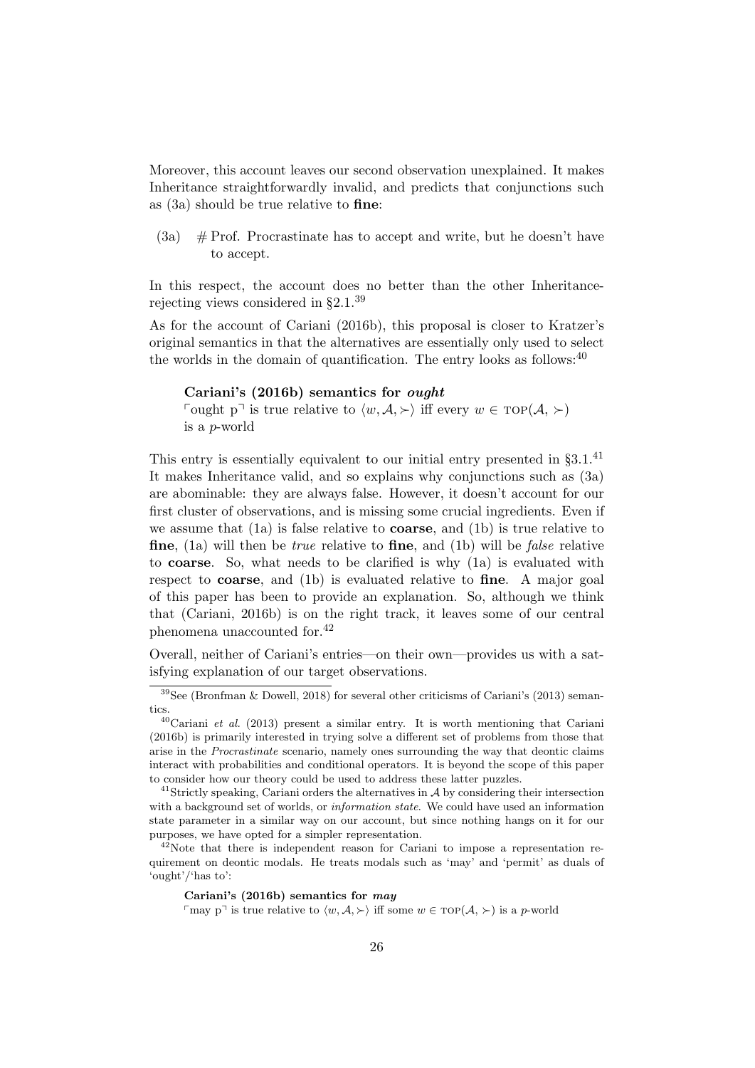Moreover, this account leaves our second observation unexplained. It makes Inheritance straightforwardly invalid, and predicts that conjunctions such as (3a) should be true relative to **fine**:

(3a) # Prof. Procrastinate has to accept and write, but he doesn't have to accept.

In this respect, the account does no better than the other Inheritance-rejecting views considered in §2.1.[39]

As for the account of Cariani (2016b), this proposal is closer to Kratzer's original semantics in that the alternatives are essentially only used to select the worlds in the domain of quantification. The entry looks as follows:[40]

> **Cariani's (2016b) semantics for *ought***
> $\ulcorner$ought p$\urcorner$ is true relative to $\langle w, \mathcal{A}, \succ \rangle$ iff every $w \in \textsc{top}(\mathcal{A}, \succ)$ is a $p$-world

This entry is essentially equivalent to our initial entry presented in §3.1.[41] It makes Inheritance valid, and so explains why conjunctions such as (3a) are abominable: they are always false. However, it doesn't account for our first cluster of observations, and is missing some crucial ingredients. Even if we assume that (1a) is false relative to **coarse**, and (1b) is true relative to **fine**, (1a) will then be *true* relative to **fine**, and (1b) will be *false* relative to **coarse**. So, what needs to be clarified is why (1a) is evaluated with respect to **coarse**, and (1b) is evaluated relative to **fine**. A major goal of this paper has been to provide an explanation. So, although we think that (Cariani, 2016b) is on the right track, it leaves some of our central phenomena unaccounted for.[42]

Overall, neither of Cariani's entries—on their own—provides us with a satisfying explanation of our target observations.

---

[39] See (Bronfman & Dowell, 2018) for several other criticisms of Cariani's (2013) semantics.

[40] Cariani *et al.* (2013) present a similar entry. It is worth mentioning that Cariani (2016b) is primarily interested in trying solve a different set of problems from those that arise in the *Procrastinate* scenario, namely ones surrounding the way that deontic claims interact with probabilities and conditional operators. It is beyond the scope of this paper to consider how our theory could be used to address these latter puzzles.

[41] Strictly speaking, Cariani orders the alternatives in $\mathcal{A}$ by considering their intersection with a background set of worlds, or *information state*. We could have used an information state parameter in a similar way on our account, but since nothing hangs on it for our purposes, we have opted for a simpler representation.

[42] Note that there is independent reason for Cariani to impose a representation requirement on deontic modals. He treats modals such as 'may' and 'permit' as duals of 'ought'/'has to':

> **Cariani's (2016b) semantics for *may***
> $\ulcorner$may p$\urcorner$ is true relative to $\langle w, \mathcal{A}, \succ \rangle$ iff some $w \in \textsc{top}(\mathcal{A}, \succ)$ is a $p$-world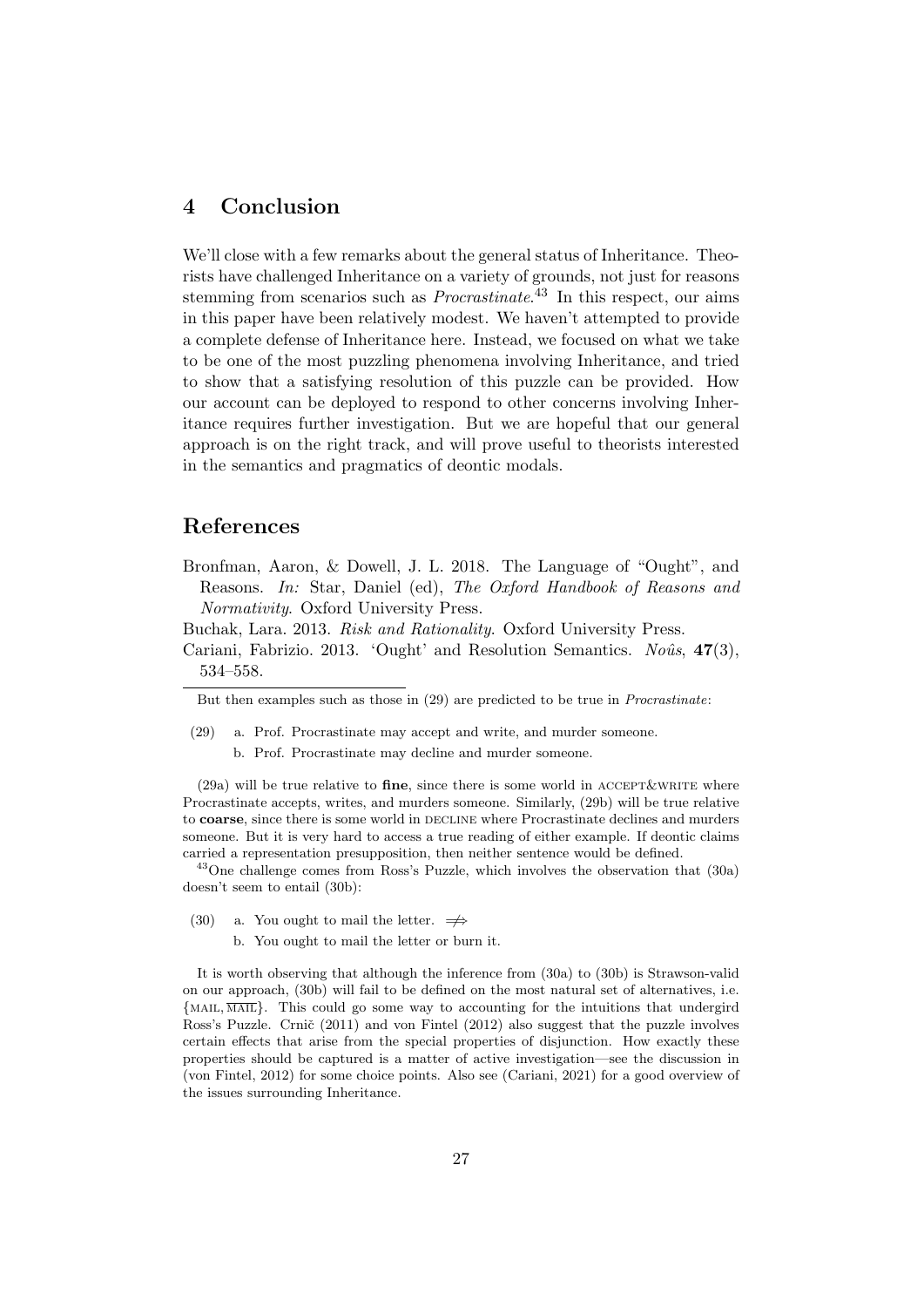## 4 Conclusion

We'll close with a few remarks about the general status of Inheritance. Theorists have challenged Inheritance on a variety of grounds, not just for reasons stemming from scenarios such as *Procrastinate*.[43] In this respect, our aims in this paper have been relatively modest. We haven't attempted to provide a complete defense of Inheritance here. Instead, we focused on what we take to be one of the most puzzling phenomena involving Inheritance, and tried to show that a satisfying resolution of this puzzle can be provided. How our account can be deployed to respond to other concerns involving Inheritance requires further investigation. But we are hopeful that our general approach is on the right track, and will prove useful to theorists interested in the semantics and pragmatics of deontic modals.

## References

Bronfman, Aaron, & Dowell, J. L. 2018. The Language of "Ought", and Reasons. *In:* Star, Daniel (ed), *The Oxford Handbook of Reasons and Normativity*. Oxford University Press.

Buchak, Lara. 2013. *Risk and Rationality*. Oxford University Press.

Cariani, Fabrizio. 2013. 'Ought' and Resolution Semantics. *Noûs*, **47**(3), 534–558.

---

But then examples such as those in (29) are predicted to be true in *Procrastinate*:

(29) a. Prof. Procrastinate may accept and write, and murder someone.
b. Prof. Procrastinate may decline and murder someone.

(29a) will be true relative to **fine**, since there is some world in ACCEPT&WRITE where Procrastinate accepts, writes, and murders someone. Similarly, (29b) will be true relative to **coarse**, since there is some world in DECLINE where Procrastinate declines and murders someone. But it is very hard to access a true reading of either example. If deontic claims carried a representation presupposition, then neither sentence would be defined.

[43] One challenge comes from Ross's Puzzle, which involves the observation that (30a) doesn't seem to entail (30b):

(30) a. You ought to mail the letter. $\not\Rightarrow$
b. You ought to mail the letter or burn it.

It is worth observing that although the inference from (30a) to (30b) is Strawson-valid on our approach, (30b) will fail to be defined on the most natural set of alternatives, i.e. $\{\text{MAIL}, \overline{\text{MAIL}}\}$. This could go some way to accounting for the intuitions that undergird Ross's Puzzle. Crnič (2011) and von Fintel (2012) also suggest that the puzzle involves certain effects that arise from the special properties of disjunction. How exactly these properties should be captured is a matter of active investigation—see the discussion in (von Fintel, 2012) for some choice points. Also see (Cariani, 2021) for a good overview of the issues surrounding Inheritance.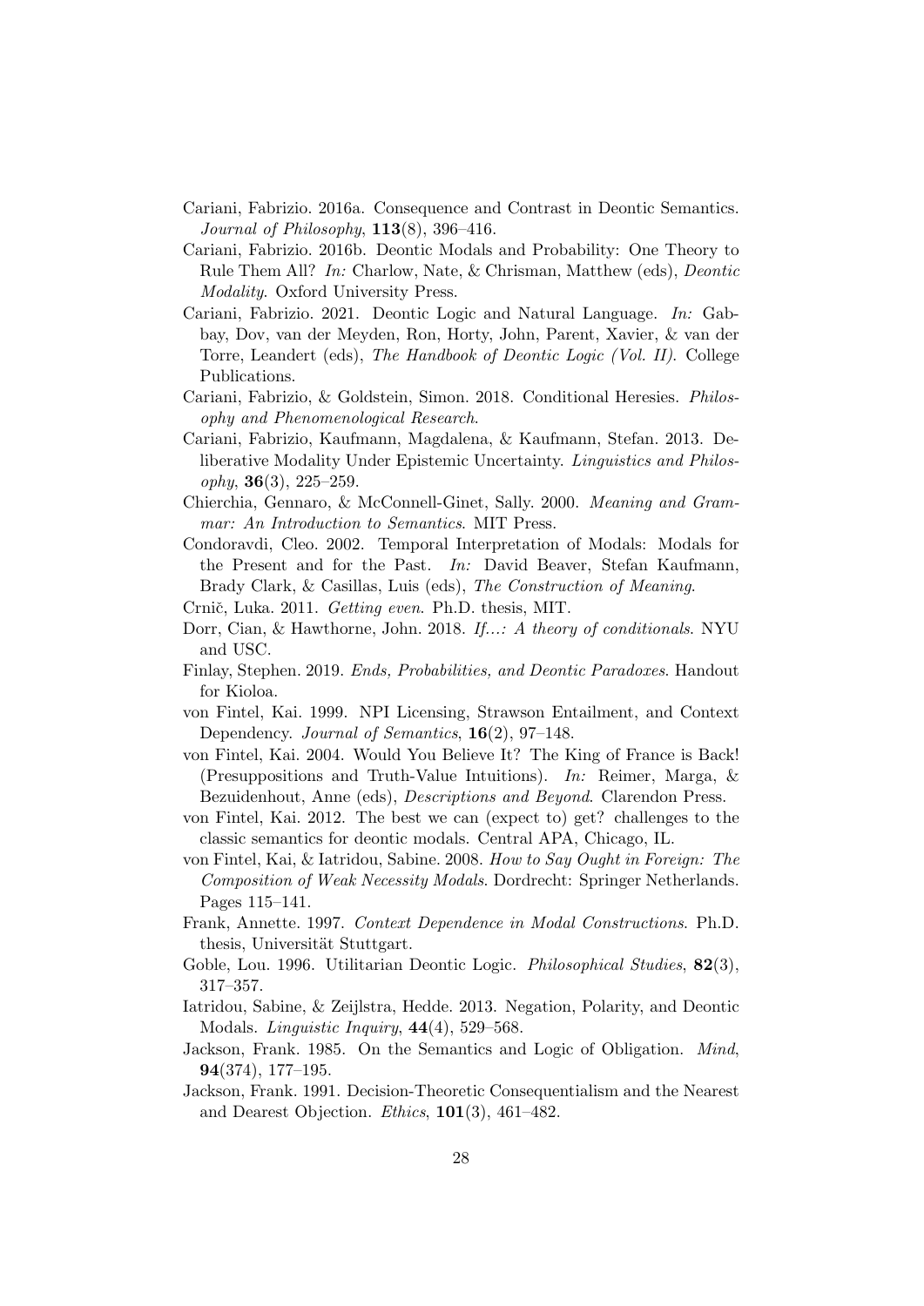Cariani, Fabrizio. 2016a. Consequence and Contrast in Deontic Semantics. *Journal of Philosophy*, **113**(8), 396–416.

Cariani, Fabrizio. 2016b. Deontic Modals and Probability: One Theory to Rule Them All? *In:* Charlow, Nate, & Chrisman, Matthew (eds), *Deontic Modality*. Oxford University Press.

Cariani, Fabrizio. 2021. Deontic Logic and Natural Language. *In:* Gabbay, Dov, van der Meyden, Ron, Horty, John, Parent, Xavier, & van der Torre, Leandert (eds), *The Handbook of Deontic Logic (Vol. II)*. College Publications.

Cariani, Fabrizio, & Goldstein, Simon. 2018. Conditional Heresies. *Philosophy and Phenomenological Research*.

Cariani, Fabrizio, Kaufmann, Magdalena, & Kaufmann, Stefan. 2013. Deliberative Modality Under Epistemic Uncertainty. *Linguistics and Philosophy*, **36**(3), 225–259.

Chierchia, Gennaro, & McConnell-Ginet, Sally. 2000. *Meaning and Grammar: An Introduction to Semantics*. MIT Press.

Condoravdi, Cleo. 2002. Temporal Interpretation of Modals: Modals for the Present and for the Past. *In:* David Beaver, Stefan Kaufmann, Brady Clark, & Casillas, Luis (eds), *The Construction of Meaning*.

Crnič, Luka. 2011. *Getting even*. Ph.D. thesis, MIT.

Dorr, Cian, & Hawthorne, John. 2018. *If...: A theory of conditionals*. NYU and USC.

Finlay, Stephen. 2019. *Ends, Probabilities, and Deontic Paradoxes*. Handout for Kioloa.

von Fintel, Kai. 1999. NPI Licensing, Strawson Entailment, and Context Dependency. *Journal of Semantics*, **16**(2), 97–148.

von Fintel, Kai. 2004. Would You Believe It? The King of France is Back! (Presuppositions and Truth-Value Intuitions). *In:* Reimer, Marga, & Bezuidenhout, Anne (eds), *Descriptions and Beyond*. Clarendon Press.

von Fintel, Kai. 2012. The best we can (expect to) get? challenges to the classic semantics for deontic modals. Central APA, Chicago, IL.

von Fintel, Kai, & Iatridou, Sabine. 2008. *How to Say Ought in Foreign: The Composition of Weak Necessity Modals*. Dordrecht: Springer Netherlands. Pages 115–141.

Frank, Annette. 1997. *Context Dependence in Modal Constructions*. Ph.D. thesis, Universität Stuttgart.

Goble, Lou. 1996. Utilitarian Deontic Logic. *Philosophical Studies*, **82**(3), 317–357.

Iatridou, Sabine, & Zeijlstra, Hedde. 2013. Negation, Polarity, and Deontic Modals. *Linguistic Inquiry*, **44**(4), 529–568.

Jackson, Frank. 1985. On the Semantics and Logic of Obligation. *Mind*, **94**(374), 177–195.

Jackson, Frank. 1991. Decision-Theoretic Consequentialism and the Nearest and Dearest Objection. *Ethics*, **101**(3), 461–482.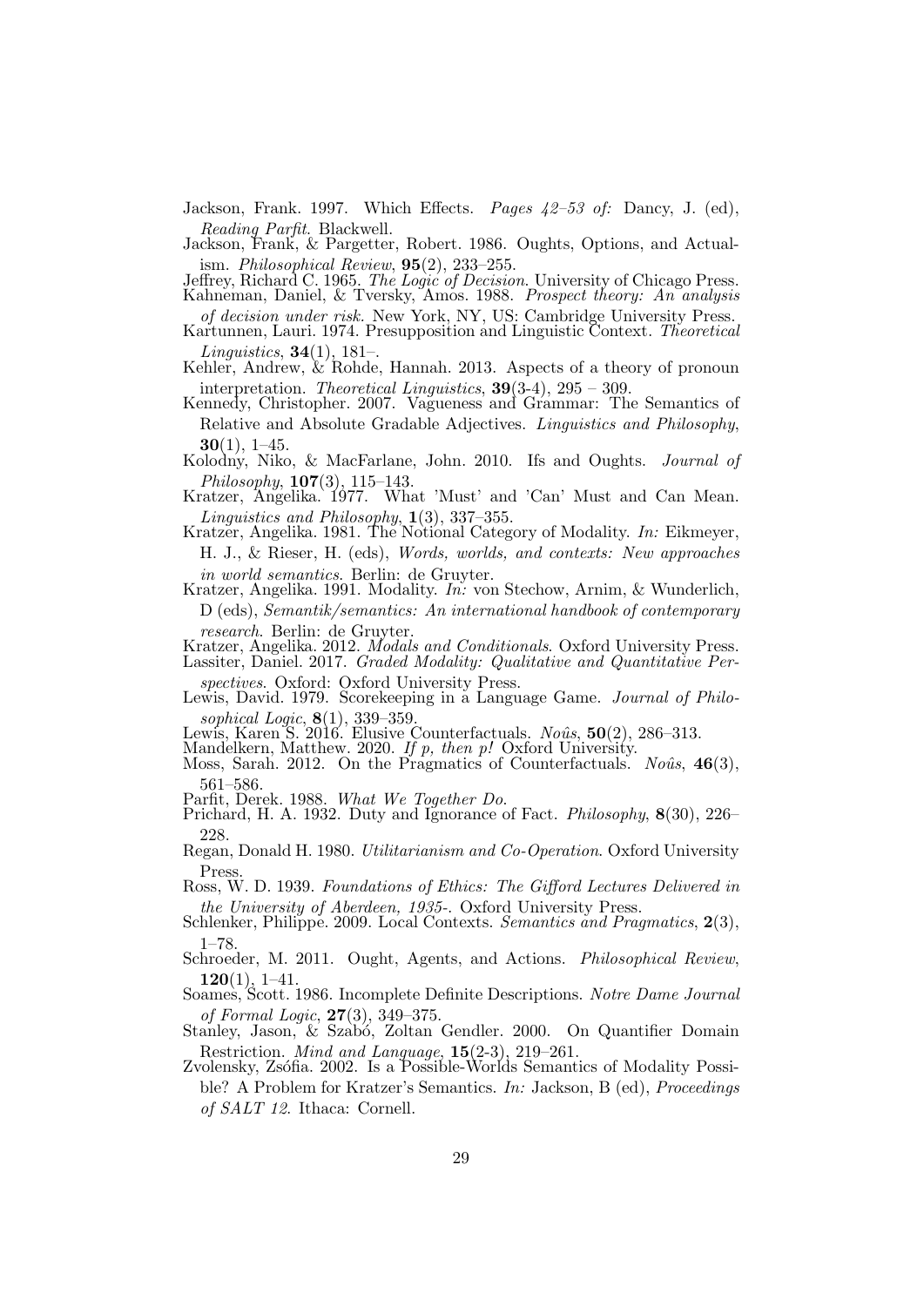Jackson, Frank. 1997. Which Effects. *Pages 42–53 of:* Dancy, J. (ed), *Reading Parfit*. Blackwell.

Jackson, Frank, & Pargetter, Robert. 1986. Oughts, Options, and Actualism. *Philosophical Review*, **95**(2), 233–255.

Jeffrey, Richard C. 1965. *The Logic of Decision*. University of Chicago Press.

Kahneman, Daniel, & Tversky, Amos. 1988. *Prospect theory: An analysis of decision under risk.* New York, NY, US: Cambridge University Press.

Kartunnen, Lauri. 1974. Presupposition and Linguistic Context. *Theoretical Linguistics*, **34**(1), 181–.

Kehler, Andrew, & Rohde, Hannah. 2013. Aspects of a theory of pronoun interpretation. *Theoretical Linguistics*, **39**(3-4), 295 – 309.

Kennedy, Christopher. 2007. Vagueness and Grammar: The Semantics of Relative and Absolute Gradable Adjectives. *Linguistics and Philosophy*, **30**(1), 1–45.

Kolodny, Niko, & MacFarlane, John. 2010. Ifs and Oughts. *Journal of Philosophy*, **107**(3), 115–143.

Kratzer, Angelika. 1977. What 'Must' and 'Can' Must and Can Mean. *Linguistics and Philosophy*, **1**(3), 337–355.

Kratzer, Angelika. 1981. The Notional Category of Modality. *In:* Eikmeyer, H. J., & Rieser, H. (eds), *Words, worlds, and contexts: New approaches in world semantics*. Berlin: de Gruyter.

Kratzer, Angelika. 1991. Modality. *In:* von Stechow, Arnim, & Wunderlich, D (eds), *Semantik/semantics: An international handbook of contemporary research*. Berlin: de Gruyter.

Kratzer, Angelika. 2012. *Modals and Conditionals*. Oxford University Press.

Lassiter, Daniel. 2017. *Graded Modality: Qualitative and Quantitative Perspectives*. Oxford: Oxford University Press.

Lewis, David. 1979. Scorekeeping in a Language Game. *Journal of Philosophical Logic*, **8**(1), 339–359.

Lewis, Karen S. 2016. Elusive Counterfactuals. *Noûs*, **50**(2), 286–313.

Mandelkern, Matthew. 2020. *If p, then p!* Oxford University.

Moss, Sarah. 2012. On the Pragmatics of Counterfactuals. *Noûs*, **46**(3), 561–586.

Parfit, Derek. 1988. *What We Together Do*.

Prichard, H. A. 1932. Duty and Ignorance of Fact. *Philosophy*, **8**(30), 226–228.

Regan, Donald H. 1980. *Utilitarianism and Co-Operation*. Oxford University Press.

Ross, W. D. 1939. *Foundations of Ethics: The Gifford Lectures Delivered in the University of Aberdeen, 1935-*. Oxford University Press.

Schlenker, Philippe. 2009. Local Contexts. *Semantics and Pragmatics*, **2**(3), 1–78.

Schroeder, M. 2011. Ought, Agents, and Actions. *Philosophical Review*, **120**(1), 1–41.

Soames, Scott. 1986. Incomplete Definite Descriptions. *Notre Dame Journal of Formal Logic*, **27**(3), 349–375.

Stanley, Jason, & Szabó, Zoltan Gendler. 2000. On Quantifier Domain Restriction. *Mind and Language*, **15**(2-3), 219–261.

Zvolensky, Zsófia. 2002. Is a Possible-Worlds Semantics of Modality Possible? A Problem for Kratzer's Semantics. *In:* Jackson, B (ed), *Proceedings of SALT 12*. Ithaca: Cornell.